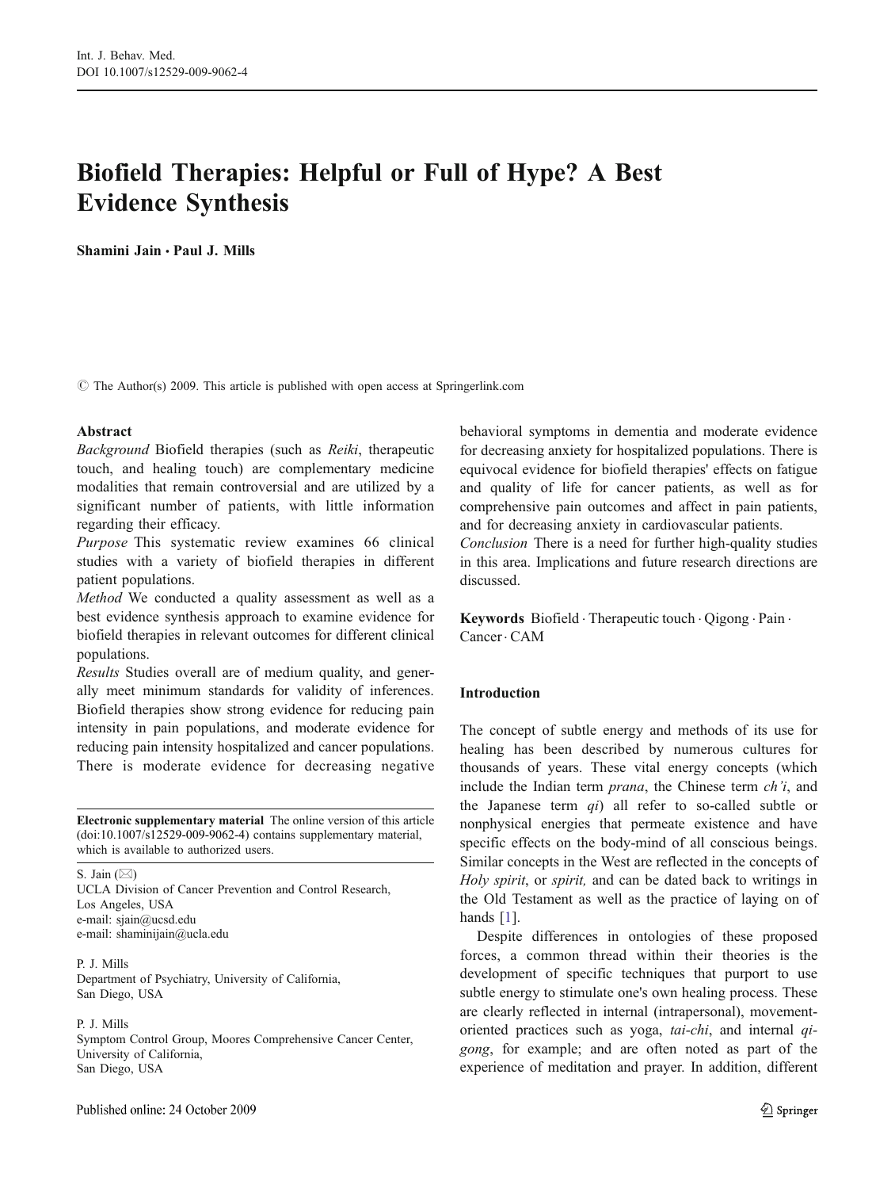# Biofield Therapies: Helpful or Full of Hype? A Best Evidence Synthesis

**Shamini Jain · Paul J. Mills**

© The Author(s) 2009. This article is published with open access at Springerlink.com

**Abstract**

*Background* Biofield therapies (such as *Reiki*, therapeutic touch, and healing touch) are complementary medicine modalities that remain controversial and are utilized by a significant number of patients, with little information regarding their efficacy.

*Purpose* This systematic review examines 66 clinical studies with a variety of biofield therapies in different patient populations.

*Method* We conducted a quality assessment as well as a best evidence synthesis approach to examine evidence for biofield therapies in relevant outcomes for different clinical populations.

*Results* Studies overall are of medium quality, and generally meet minimum standards for validity of inferences. Biofield therapies show strong evidence for reducing pain intensity in pain populations, and moderate evidence for reducing pain intensity hospitalized and cancer populations. There is moderate evidence for decreasing negative behavioral symptoms in dementia and moderate evidence for decreasing anxiety for hospitalized populations. There is equivocal evidence for biofield therapies' effects on fatigue and quality of life for cancer patients, as well as for comprehensive pain outcomes and affect in pain patients, and for decreasing anxiety in cardiovascular patients.

*Conclusion* There is a need for further high-quality studies in this area. Implications and future research directions are discussed.

**Keywords** Biofield · Therapeutic touch · Qigong · Pain · Cancer · CAM

**Electronic supplementary material** The online version of this article (doi:10.1007/s12529-009-9062-4) contains supplementary material, which is available to authorized users.

S. Jain (✉)
UCLA Division of Cancer Prevention and Control Research, Los Angeles, USA
e-mail: sjain@ucsd.edu
e-mail: shaminijain@ucla.edu

P. J. Mills
Department of Psychiatry, University of California, San Diego, USA

P. J. Mills
Symptom Control Group, Moores Comprehensive Cancer Center, University of California, San Diego, USA

Published online: 24 October 2009

## Introduction

The concept of subtle energy and methods of its use for healing has been described by numerous cultures for thousands of years. These vital energy concepts (which include the Indian term *prana*, the Chinese term *ch'i*, and the Japanese term *qi*) all refer to so-called subtle or nonphysical energies that permeate existence and have specific effects on the body-mind of all conscious beings. Similar concepts in the West are reflected in the concepts of *Holy spirit*, or *spirit,* and can be dated back to writings in the Old Testament as well as the practice of laying on of hands [1].

Despite differences in ontologies of these proposed forces, a common thread within their theories is the development of specific techniques that purport to use subtle energy to stimulate one's own healing process. These are clearly reflected in internal (intrapersonal), movement-oriented practices such as yoga, *tai-chi*, and internal *qi-gong*, for example; and are often noted as part of the experience of meditation and prayer. In addition, different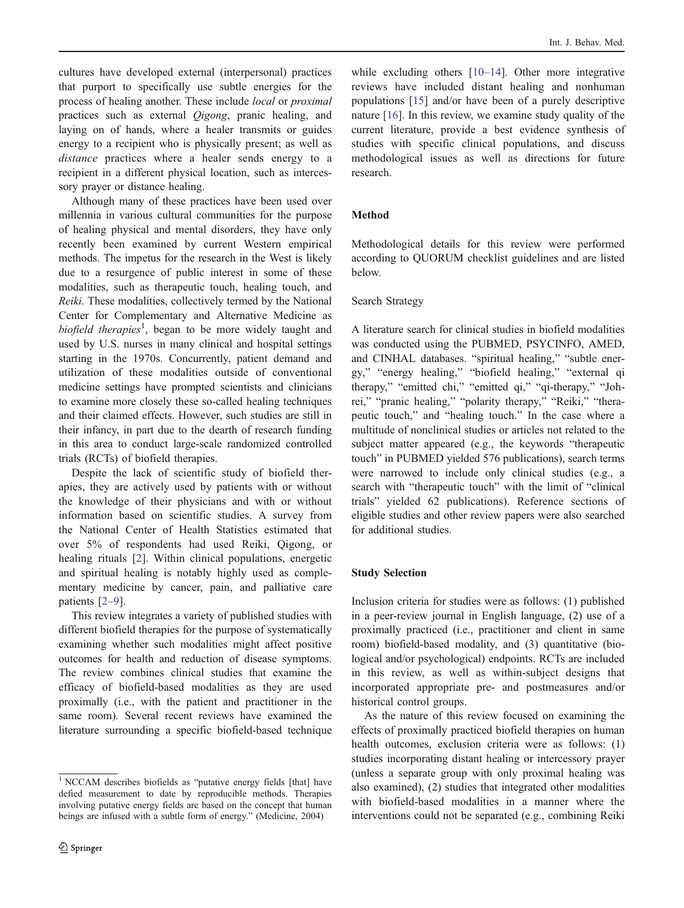cultures have developed external (interpersonal) practices that purport to specifically use subtle energies for the process of healing another. These include *local* or *proximal* practices such as external *Qigong*, pranic healing, and laying on of hands, where a healer transmits or guides energy to a recipient who is physically present; as well as *distance* practices where a healer sends energy to a recipient in a different physical location, such as intercessory prayer or distance healing.

Although many of these practices have been used over millennia in various cultural communities for the purpose of healing physical and mental disorders, they have only recently been examined by current Western empirical methods. The impetus for the research in the West is likely due to a resurgence of public interest in some of these modalities, such as therapeutic touch, healing touch, and *Reiki*. These modalities, collectively termed by the National Center for Complementary and Alternative Medicine as *biofield therapies*[1], began to be more widely taught and used by U.S. nurses in many clinical and hospital settings starting in the 1970s. Concurrently, patient demand and utilization of these modalities outside of conventional medicine settings have prompted scientists and clinicians to examine more closely these so-called healing techniques and their claimed effects. However, such studies are still in their infancy, in part due to the dearth of research funding in this area to conduct large-scale randomized controlled trials (RCTs) of biofield therapies.

Despite the lack of scientific study of biofield therapies, they are actively used by patients with or without the knowledge of their physicians and with or without information based on scientific studies. A survey from the National Center of Health Statistics estimated that over 5% of respondents had used Reiki, Qigong, or healing rituals [2]. Within clinical populations, energetic and spiritual healing is notably highly used as complementary medicine by cancer, pain, and palliative care patients [2–9].

This review integrates a variety of published studies with different biofield therapies for the purpose of systematically examining whether such modalities might affect positive outcomes for health and reduction of disease symptoms. The review combines clinical studies that examine the efficacy of biofield-based modalities as they are used proximally (i.e., with the patient and practitioner in the same room). Several recent reviews have examined the literature surrounding a specific biofield-based technique while excluding others [10–14]. Other more integrative reviews have included distant healing and nonhuman populations [15] and/or have been of a purely descriptive nature [16]. In this review, we examine study quality of the current literature, provide a best evidence synthesis of studies with specific clinical populations, and discuss methodological issues as well as directions for future research.

## Method

Methodological details for this review were performed according to QUORUM checklist guidelines and are listed below.

### Search Strategy

A literature search for clinical studies in biofield modalities was conducted using the PUBMED, PSYCINFO, AMED, and CINHAL databases. "spiritual healing," "subtle energy," "energy healing," "biofield healing," "external qi therapy," "emitted chi," "emitted qi," "qi-therapy," "Johrei," "pranic healing," "polarity therapy," "Reiki," "therapeutic touch," and "healing touch." In the case where a multitude of nonclinical studies or articles not related to the subject matter appeared (e.g., the keywords "therapeutic touch" in PUBMED yielded 576 publications), search terms were narrowed to include only clinical studies (e.g., a search with "therapeutic touch" with the limit of "clinical trials" yielded 62 publications). Reference sections of eligible studies and other review papers were also searched for additional studies.

### Study Selection

Inclusion criteria for studies were as follows: (1) published in a peer-review journal in English language, (2) use of a proximally practiced (i.e., practitioner and client in same room) biofield-based modality, and (3) quantitative (biological and/or psychological) endpoints. RCTs are included in this review, as well as within-subject designs that incorporated appropriate pre- and postmeasures and/or historical control groups.

As the nature of this review focused on examining the effects of proximally practiced biofield therapies on human health outcomes, exclusion criteria were as follows: (1) studies incorporating distant healing or intercessory prayer (unless a separate group with only proximal healing was also examined), (2) studies that integrated other modalities with biofield-based modalities in a manner where the interventions could not be separated (e.g., combining Reiki

[1] NCCAM describes biofields as "putative energy fields [that] have defied measurement to date by reproducible methods. Therapies involving putative energy fields are based on the concept that human beings are infused with a subtle form of energy." (Medicine, 2004)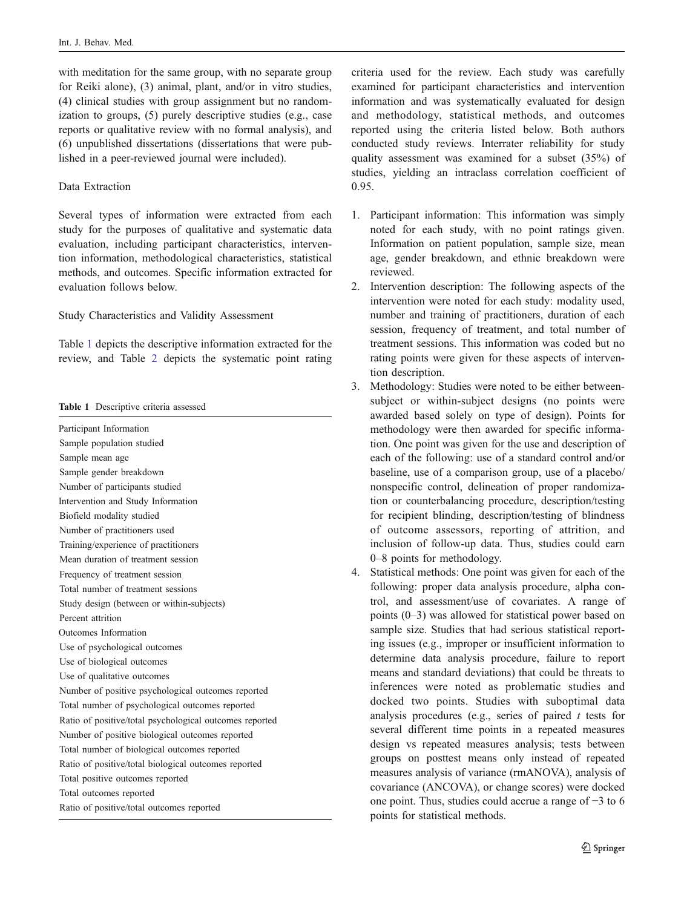with meditation for the same group, with no separate group for Reiki alone), (3) animal, plant, and/or in vitro studies, (4) clinical studies with group assignment but no randomization to groups, (5) purely descriptive studies (e.g., case reports or qualitative review with no formal analysis), and (6) unpublished dissertations (dissertations that were published in a peer-reviewed journal were included).

### Data Extraction

Several types of information were extracted from each study for the purposes of qualitative and systematic data evaluation, including participant characteristics, intervention information, methodological characteristics, statistical methods, and outcomes. Specific information extracted for evaluation follows below.

### Study Characteristics and Validity Assessment

Table 1 depicts the descriptive information extracted for the review, and Table 2 depicts the systematic point rating criteria used for the review. Each study was carefully examined for participant characteristics and intervention information and was systematically evaluated for design and methodology, statistical methods, and outcomes reported using the criteria listed below. Both authors conducted study reviews. Interrater reliability for study quality assessment was examined for a subset (35%) of studies, yielding an intraclass correlation coefficient of 0.95.

**Table 1** Descriptive criteria assessed

| |
|---|
| Participant Information |
| Sample population studied |
| Sample mean age |
| Sample gender breakdown |
| Number of participants studied |
| Intervention and Study Information |
| Biofield modality studied |
| Number of practitioners used |
| Training/experience of practitioners |
| Mean duration of treatment session |
| Frequency of treatment session |
| Total number of treatment sessions |
| Study design (between or within-subjects) |
| Percent attrition |
| Outcomes Information |
| Use of psychological outcomes |
| Use of biological outcomes |
| Use of qualitative outcomes |
| Number of positive psychological outcomes reported |
| Total number of psychological outcomes reported |
| Ratio of positive/total psychological outcomes reported |
| Number of positive biological outcomes reported |
| Total number of biological outcomes reported |
| Ratio of positive/total biological outcomes reported |
| Total positive outcomes reported |
| Total outcomes reported |
| Ratio of positive/total outcomes reported |

1. Participant information: This information was simply noted for each study, with no point ratings given. Information on patient population, sample size, mean age, gender breakdown, and ethnic breakdown were reviewed.
2. Intervention description: The following aspects of the intervention were noted for each study: modality used, number and training of practitioners, duration of each session, frequency of treatment, and total number of treatment sessions. This information was coded but no rating points were given for these aspects of intervention description.
3. Methodology: Studies were noted to be either between-subject or within-subject designs (no points were awarded based solely on type of design). Points for methodology were then awarded for specific information. One point was given for the use and description of each of the following: use of a standard control and/or baseline, use of a comparison group, use of a placebo/nonspecific control, delineation of proper randomization or counterbalancing procedure, description/testing for recipient blinding, description/testing of blindness of outcome assessors, reporting of attrition, and inclusion of follow-up data. Thus, studies could earn 0–8 points for methodology.
4. Statistical methods: One point was given for each of the following: proper data analysis procedure, alpha control, and assessment/use of covariates. A range of points (0–3) was allowed for statistical power based on sample size. Studies that had serious statistical reporting issues (e.g., improper or insufficient information to determine data analysis procedure, failure to report means and standard deviations) that could be threats to inferences were noted as problematic studies and docked two points. Studies with suboptimal data analysis procedures (e.g., series of paired $t$ tests for several different time points in a repeated measures design vs repeated measures analysis; tests between groups on posttest means only instead of repeated measures analysis of variance (rmANOVA), analysis of covariance (ANCOVA), or change scores) were docked one point. Thus, studies could accrue a range of −3 to 6 points for statistical methods.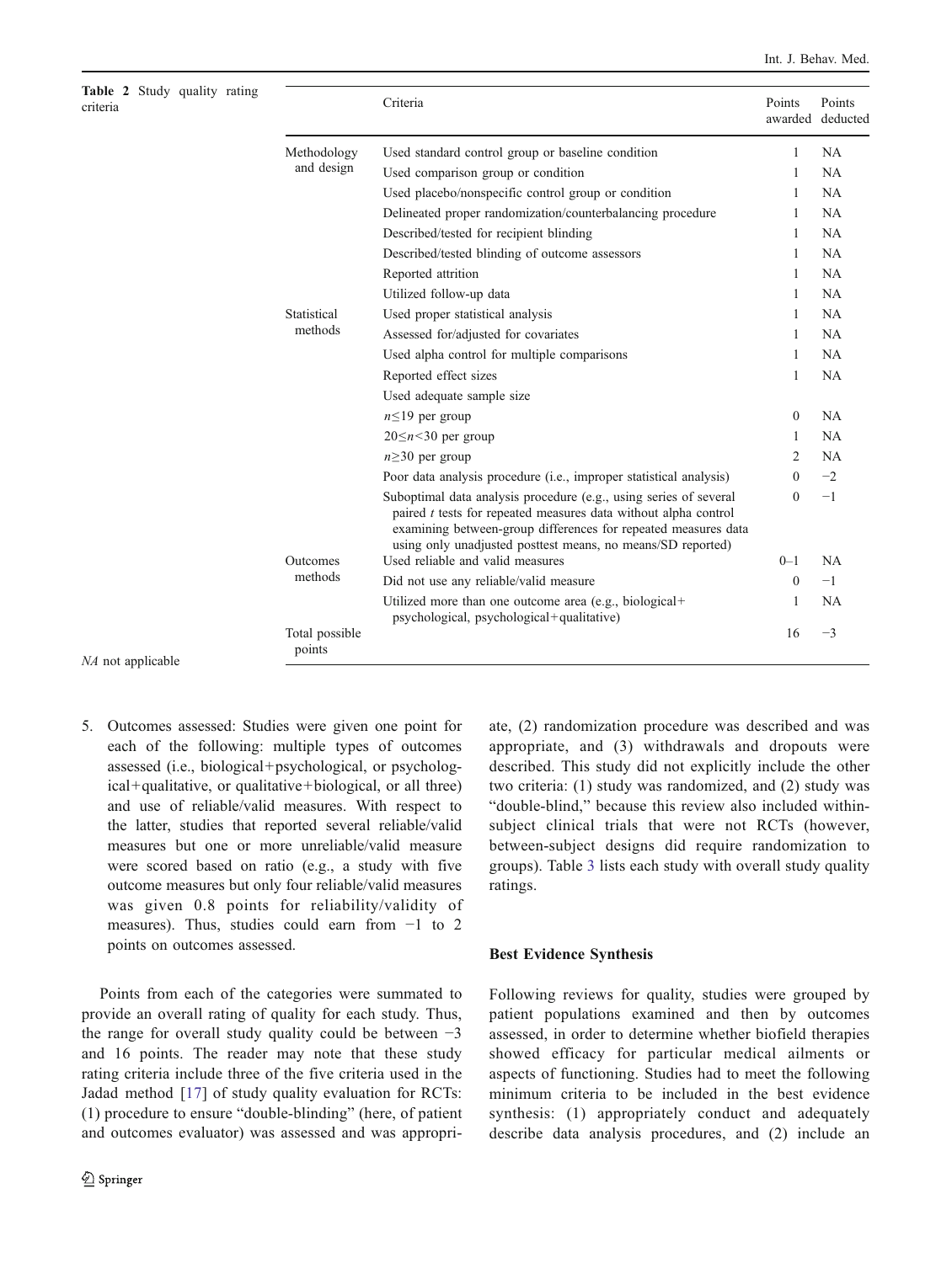**Table 2** Study quality rating criteria

| | Criteria | Points awarded | Points deducted |
|---|---|---|---|
| Methodology and design | Used standard control group or baseline condition | 1 | NA |
| | Used comparison group or condition | 1 | NA |
| | Used placebo/nonspecific control group or condition | 1 | NA |
| | Delineated proper randomization/counterbalancing procedure | 1 | NA |
| | Described/tested for recipient blinding | 1 | NA |
| | Described/tested blinding of outcome assessors | 1 | NA |
| | Reported attrition | 1 | NA |
| | Utilized follow-up data | 1 | NA |
| Statistical methods | Used proper statistical analysis | 1 | NA |
| | Assessed for/adjusted for covariates | 1 | NA |
| | Used alpha control for multiple comparisons | 1 | NA |
| | Reported effect sizes | 1 | NA |
| | Used adequate sample size | | |
| | $n \leq 19$ per group | 0 | NA |
| | $20 \leq n < 30$ per group | 1 | NA |
| | $n \geq 30$ per group | 2 | NA |
| | Poor data analysis procedure (i.e., improper statistical analysis) | 0 | −2 |
| | Suboptimal data analysis procedure (e.g., using series of several paired *t* tests for repeated measures data without alpha control examining between-group differences for repeated measures data using only unadjusted posttest means, no means/SD reported) | 0 | −1 |
| Outcomes methods | Used reliable and valid measures | 0–1 | NA |
| | Did not use any reliable/valid measure | 0 | −1 |
| | Utilized more than one outcome area (e.g., biological+ psychological, psychological+qualitative) | 1 | NA |
| Total possible points | | 16 | −3 |

*NA* not applicable

5. Outcomes assessed: Studies were given one point for each of the following: multiple types of outcomes assessed (i.e., biological+psychological, or psychological+qualitative, or qualitative+biological, or all three) and use of reliable/valid measures. With respect to the latter, studies that reported several reliable/valid measures but one or more unreliable/valid measure were scored based on ratio (e.g., a study with five outcome measures but only four reliable/valid measures was given 0.8 points for reliability/validity of measures). Thus, studies could earn from −1 to 2 points on outcomes assessed.

Points from each of the categories were summated to provide an overall rating of quality for each study. Thus, the range for overall study quality could be between −3 and 16 points. The reader may note that these study rating criteria include three of the five criteria used in the Jadad method [17] of study quality evaluation for RCTs: (1) procedure to ensure "double-blinding" (here, of patient and outcomes evaluator) was assessed and was appropriate, (2) randomization procedure was described and was appropriate, and (3) withdrawals and dropouts were described. This study did not explicitly include the other two criteria: (1) study was randomized, and (2) study was "double-blind," because this review also included within-subject clinical trials that were not RCTs (however, between-subject designs did require randomization to groups). Table 3 lists each study with overall study quality ratings.

## Best Evidence Synthesis

Following reviews for quality, studies were grouped by patient populations examined and then by outcomes assessed, in order to determine whether biofield therapies showed efficacy for particular medical ailments or aspects of functioning. Studies had to meet the following minimum criteria to be included in the best evidence synthesis: (1) appropriately conduct and adequately describe data analysis procedures, and (2) include an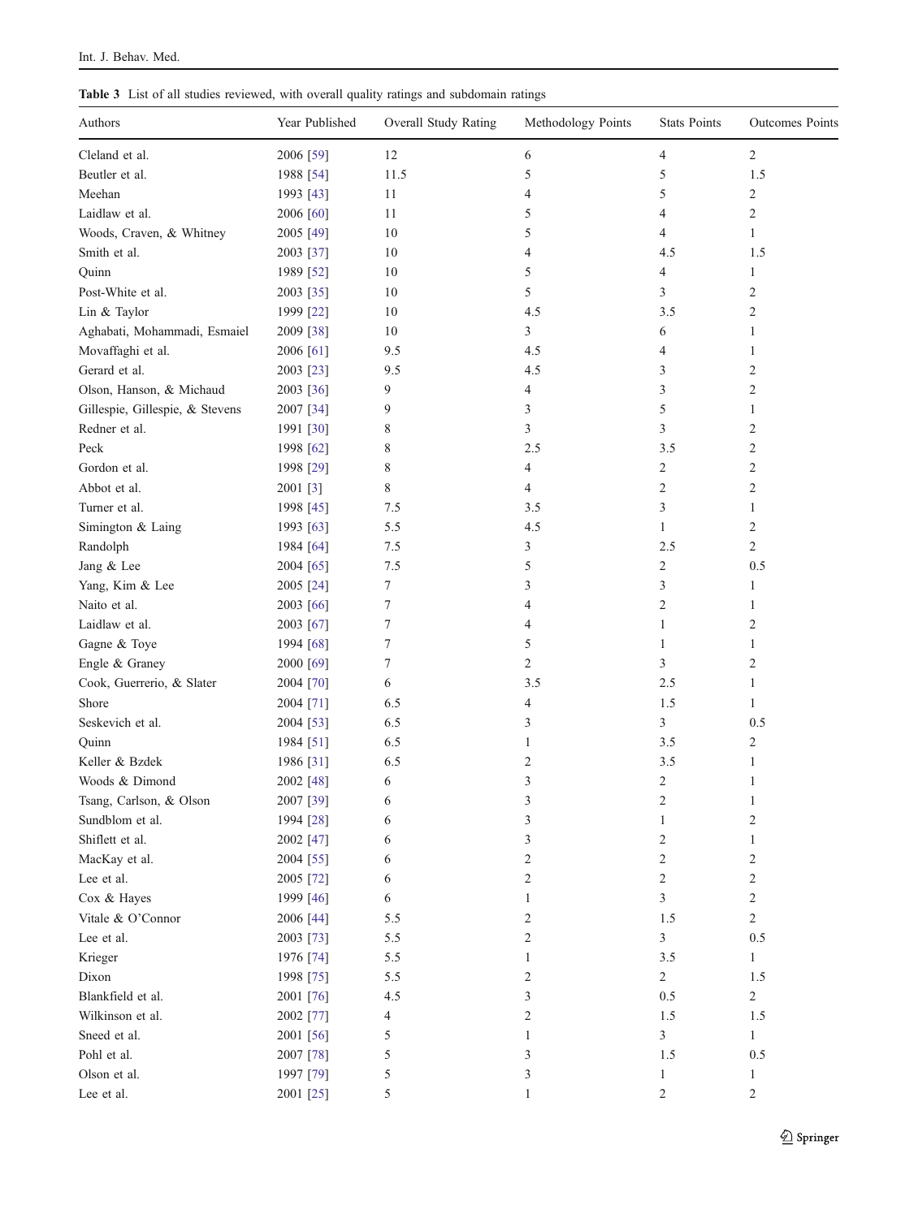**Table 3** List of all studies reviewed, with overall quality ratings and subdomain ratings

| Authors | Year Published | Overall Study Rating | Methodology Points | Stats Points | Outcomes Points |
|---|---|---|---|---|---|
| Cleland et al. | 2006 [59] | 12 | 6 | 4 | 2 |
| Beutler et al. | 1988 [54] | 11.5 | 5 | 5 | 1.5 |
| Meehan | 1993 [43] | 11 | 4 | 5 | 2 |
| Laidlaw et al. | 2006 [60] | 11 | 5 | 4 | 2 |
| Woods, Craven, & Whitney | 2005 [49] | 10 | 5 | 4 | 1 |
| Smith et al. | 2003 [37] | 10 | 4 | 4.5 | 1.5 |
| Quinn | 1989 [52] | 10 | 5 | 4 | 1 |
| Post-White et al. | 2003 [35] | 10 | 5 | 3 | 2 |
| Lin & Taylor | 1999 [22] | 10 | 4.5 | 3.5 | 2 |
| Aghabati, Mohammadi, Esmaiel | 2009 [38] | 10 | 3 | 6 | 1 |
| Movaffaghi et al. | 2006 [61] | 9.5 | 4.5 | 4 | 1 |
| Gerard et al. | 2003 [23] | 9.5 | 4.5 | 3 | 2 |
| Olson, Hanson, & Michaud | 2003 [36] | 9 | 4 | 3 | 2 |
| Gillespie, Gillespie, & Stevens | 2007 [34] | 9 | 3 | 5 | 1 |
| Redner et al. | 1991 [30] | 8 | 3 | 3 | 2 |
| Peck | 1998 [62] | 8 | 2.5 | 3.5 | 2 |
| Gordon et al. | 1998 [29] | 8 | 4 | 2 | 2 |
| Abbot et al. | 2001 [3] | 8 | 4 | 2 | 2 |
| Turner et al. | 1998 [45] | 7.5 | 3.5 | 3 | 1 |
| Simington & Laing | 1993 [63] | 5.5 | 4.5 | 1 | 2 |
| Randolph | 1984 [64] | 7.5 | 3 | 2.5 | 2 |
| Jang & Lee | 2004 [65] | 7.5 | 5 | 2 | 0.5 |
| Yang, Kim & Lee | 2005 [24] | 7 | 3 | 3 | 1 |
| Naito et al. | 2003 [66] | 7 | 4 | 2 | 1 |
| Laidlaw et al. | 2003 [67] | 7 | 4 | 1 | 2 |
| Gagne & Toye | 1994 [68] | 7 | 5 | 1 | 1 |
| Engle & Graney | 2000 [69] | 7 | 2 | 3 | 2 |
| Cook, Guerrerio, & Slater | 2004 [70] | 6 | 3.5 | 2.5 | 1 |
| Shore | 2004 [71] | 6.5 | 4 | 1.5 | 1 |
| Seskevich et al. | 2004 [53] | 6.5 | 3 | 3 | 0.5 |
| Quinn | 1984 [51] | 6.5 | 1 | 3.5 | 2 |
| Keller & Bzdek | 1986 [31] | 6.5 | 2 | 3.5 | 1 |
| Woods & Dimond | 2002 [48] | 6 | 3 | 2 | 1 |
| Tsang, Carlson, & Olson | 2007 [39] | 6 | 3 | 2 | 1 |
| Sundblom et al. | 1994 [28] | 6 | 3 | 1 | 2 |
| Shiflett et al. | 2002 [47] | 6 | 3 | 2 | 1 |
| MacKay et al. | 2004 [55] | 6 | 2 | 2 | 2 |
| Lee et al. | 2005 [72] | 6 | 2 | 2 | 2 |
| Cox & Hayes | 1999 [46] | 6 | 1 | 3 | 2 |
| Vitale & O'Connor | 2006 [44] | 5.5 | 2 | 1.5 | 2 |
| Lee et al. | 2003 [73] | 5.5 | 2 | 3 | 0.5 |
| Krieger | 1976 [74] | 5.5 | 1 | 3.5 | 1 |
| Dixon | 1998 [75] | 5.5 | 2 | 2 | 1.5 |
| Blankfield et al. | 2001 [76] | 4.5 | 3 | 0.5 | 2 |
| Wilkinson et al. | 2002 [77] | 4 | 2 | 1.5 | 1.5 |
| Sneed et al. | 2001 [56] | 5 | 1 | 3 | 1 |
| Pohl et al. | 2007 [78] | 5 | 3 | 1.5 | 0.5 |
| Olson et al. | 1997 [79] | 5 | 3 | 1 | 1 |
| Lee et al. | 2001 [25] | 5 | 1 | 2 | 2 |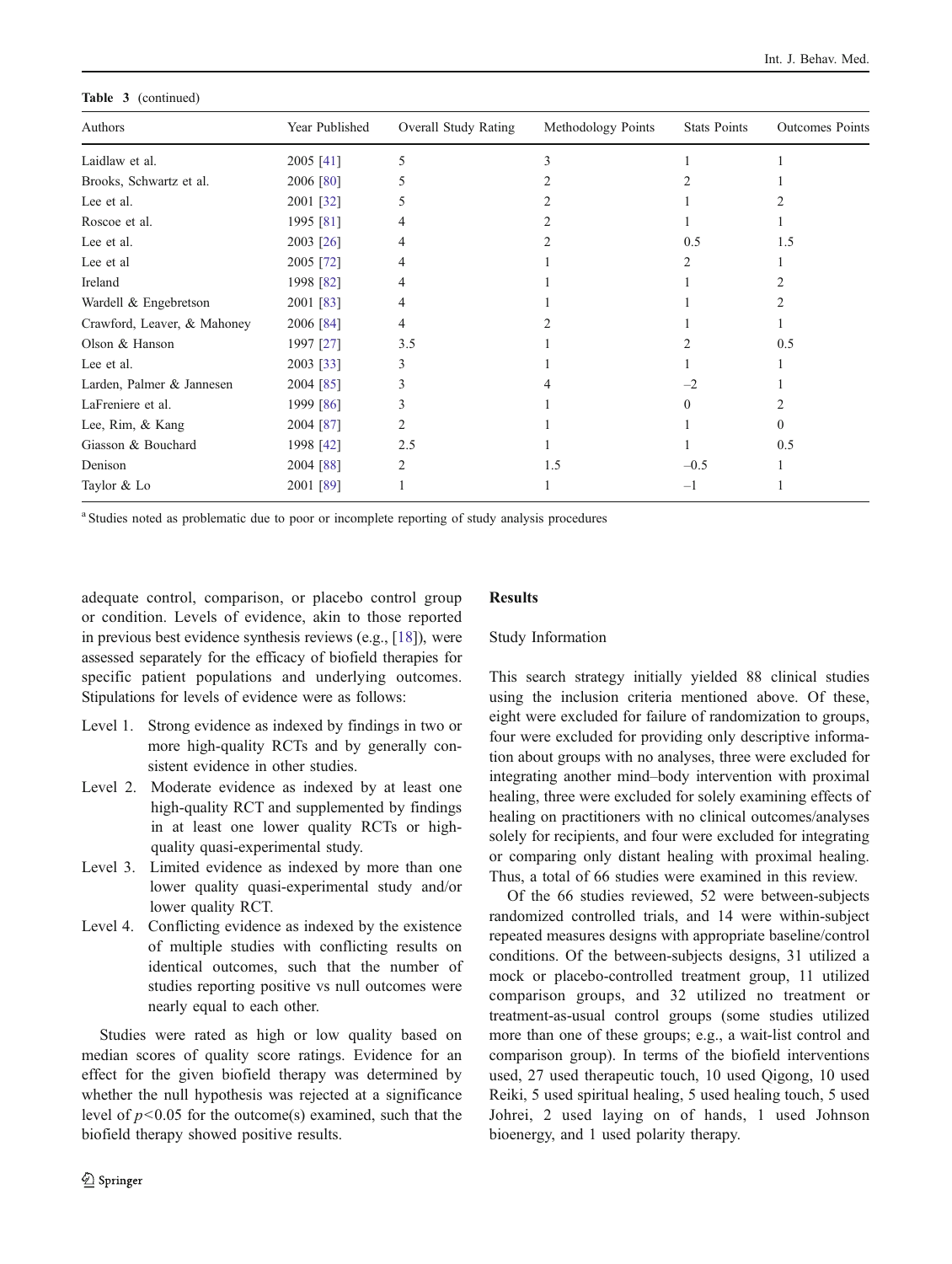**Table 3** (continued)

| Authors | Year Published | Overall Study Rating | Methodology Points | Stats Points | Outcomes Points |
|---|---|---|---|---|---|
| Laidlaw et al. | 2005 [41] | 5 | 3 | 1 | 1 |
| Brooks, Schwartz et al. | 2006 [80] | 5 | 2 | 2 | 1 |
| Lee et al. | 2001 [32] | 5 | 2 | 1 | 2 |
| Roscoe et al. | 1995 [81] | 4 | 2 | 1 | 1 |
| Lee et al. | 2003 [26] | 4 | 2 | 0.5 | 1.5 |
| Lee et al | 2005 [72] | 4 | 1 | 2 | 1 |
| Ireland | 1998 [82] | 4 | 1 | 1 | 2 |
| Wardell & Engebretson | 2001 [83] | 4 | 1 | 1 | 2 |
| Crawford, Leaver, & Mahoney | 2006 [84] | 4 | 2 | 1 | 1 |
| Olson & Hanson | 1997 [27] | 3.5 | 1 | 2 | 0.5 |
| Lee et al. | 2003 [33] | 3 | 1 | 1 | 1 |
| Larden, Palmer & Jannesen | 2004 [85] | 3 | 4 | –2 | 1 |
| LaFreniere et al. | 1999 [86] | 3 | 1 | 0 | 2 |
| Lee, Rim, & Kang | 2004 [87] | 2 | 1 | 1 | 0 |
| Giasson & Bouchard | 1998 [42] | 2.5 | 1 | 1 | 0.5 |
| Denison | 2004 [88] | 2 | 1.5 | –0.5 | 1 |
| Taylor & Lo | 2001 [89] | 1 | 1 | –1 | 1 |

[a] Studies noted as problematic due to poor or incomplete reporting of study analysis procedures

adequate control, comparison, or placebo control group or condition. Levels of evidence, akin to those reported in previous best evidence synthesis reviews (e.g., [18]), were assessed separately for the efficacy of biofield therapies for specific patient populations and underlying outcomes. Stipulations for levels of evidence were as follows:

- Level 1. Strong evidence as indexed by findings in two or more high-quality RCTs and by generally consistent evidence in other studies.
- Level 2. Moderate evidence as indexed by at least one high-quality RCT and supplemented by findings in at least one lower quality RCTs or high-quality quasi-experimental study.
- Level 3. Limited evidence as indexed by more than one lower quality quasi-experimental study and/or lower quality RCT.
- Level 4. Conflicting evidence as indexed by the existence of multiple studies with conflicting results on identical outcomes, such that the number of studies reporting positive vs null outcomes were nearly equal to each other.

Studies were rated as high or low quality based on median scores of quality score ratings. Evidence for an effect for the given biofield therapy was determined by whether the null hypothesis was rejected at a significance level of $p<0.05$ for the outcome(s) examined, such that the biofield therapy showed positive results.

## Results

### Study Information

This search strategy initially yielded 88 clinical studies using the inclusion criteria mentioned above. Of these, eight were excluded for failure of randomization to groups, four were excluded for providing only descriptive information about groups with no analyses, three were excluded for integrating another mind–body intervention with proximal healing, three were excluded for solely examining effects of healing on practitioners with no clinical outcomes/analyses solely for recipients, and four were excluded for integrating or comparing only distant healing with proximal healing. Thus, a total of 66 studies were examined in this review.

Of the 66 studies reviewed, 52 were between-subjects randomized controlled trials, and 14 were within-subject repeated measures designs with appropriate baseline/control conditions. Of the between-subjects designs, 31 utilized a mock or placebo-controlled treatment group, 11 utilized comparison groups, and 32 utilized no treatment or treatment-as-usual control groups (some studies utilized more than one of these groups; e.g., a wait-list control and comparison group). In terms of the biofield interventions used, 27 used therapeutic touch, 10 used Qigong, 10 used Reiki, 5 used spiritual healing, 5 used healing touch, 5 used Johrei, 2 used laying on of hands, 1 used Johnson bioenergy, and 1 used polarity therapy.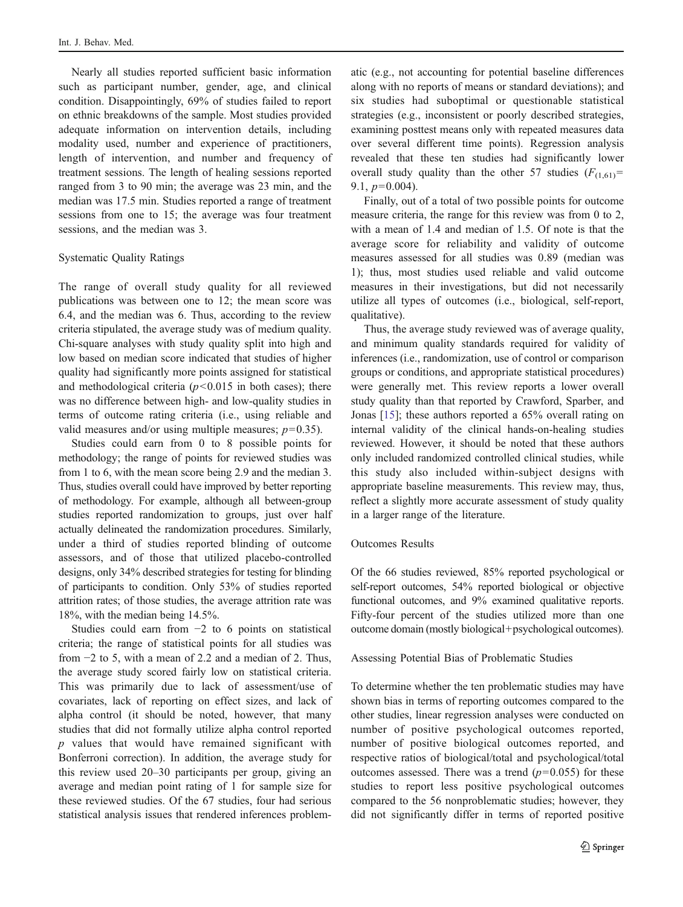Nearly all studies reported sufficient basic information such as participant number, gender, age, and clinical condition. Disappointingly, 69% of studies failed to report on ethnic breakdowns of the sample. Most studies provided adequate information on intervention details, including modality used, number and experience of practitioners, length of intervention, and number and frequency of treatment sessions. The length of healing sessions reported ranged from 3 to 90 min; the average was 23 min, and the median was 17.5 min. Studies reported a range of treatment sessions from one to 15; the average was four treatment sessions, and the median was 3.

### Systematic Quality Ratings

The range of overall study quality for all reviewed publications was between one to 12; the mean score was 6.4, and the median was 6. Thus, according to the review criteria stipulated, the average study was of medium quality. Chi-square analyses with study quality split into high and low based on median score indicated that studies of higher quality had significantly more points assigned for statistical and methodological criteria ($p<0.015$ in both cases); there was no difference between high- and low-quality studies in terms of outcome rating criteria (i.e., using reliable and valid measures and/or using multiple measures; $p=0.35$).

Studies could earn from 0 to 8 possible points for methodology; the range of points for reviewed studies was from 1 to 6, with the mean score being 2.9 and the median 3. Thus, studies overall could have improved by better reporting of methodology. For example, although all between-group studies reported randomization to groups, just over half actually delineated the randomization procedures. Similarly, under a third of studies reported blinding of outcome assessors, and of those that utilized placebo-controlled designs, only 34% described strategies for testing for blinding of participants to condition. Only 53% of studies reported attrition rates; of those studies, the average attrition rate was 18%, with the median being 14.5%.

Studies could earn from −2 to 6 points on statistical criteria; the range of statistical points for all studies was from −2 to 5, with a mean of 2.2 and a median of 2. Thus, the average study scored fairly low on statistical criteria. This was primarily due to lack of assessment/use of covariates, lack of reporting on effect sizes, and lack of alpha control (it should be noted, however, that many studies that did not formally utilize alpha control reported *p* values that would have remained significant with Bonferroni correction). In addition, the average study for this review used 20–30 participants per group, giving an average and median point rating of 1 for sample size for these reviewed studies. Of the 67 studies, four had serious statistical analysis issues that rendered inferences problematic (e.g., not accounting for potential baseline differences along with no reports of means or standard deviations); and six studies had suboptimal or questionable statistical strategies (e.g., inconsistent or poorly described strategies, examining posttest means only with repeated measures data over several different time points). Regression analysis revealed that these ten studies had significantly lower overall study quality than the other 57 studies ($F_{(1,61)}=9.1$, $p=0.004$).

Finally, out of a total of two possible points for outcome measure criteria, the range for this review was from 0 to 2, with a mean of 1.4 and median of 1.5. Of note is that the average score for reliability and validity of outcome measures assessed for all studies was 0.89 (median was 1); thus, most studies used reliable and valid outcome measures in their investigations, but did not necessarily utilize all types of outcomes (i.e., biological, self-report, qualitative).

Thus, the average study reviewed was of average quality, and minimum quality standards required for validity of inferences (i.e., randomization, use of control or comparison groups or conditions, and appropriate statistical procedures) were generally met. This review reports a lower overall study quality than that reported by Crawford, Sparber, and Jonas [15]; these authors reported a 65% overall rating on internal validity of the clinical hands-on-healing studies reviewed. However, it should be noted that these authors only included randomized controlled clinical studies, while this study also included within-subject designs with appropriate baseline measurements. This review may, thus, reflect a slightly more accurate assessment of study quality in a larger range of the literature.

### Outcomes Results

Of the 66 studies reviewed, 85% reported psychological or self-report outcomes, 54% reported biological or objective functional outcomes, and 9% examined qualitative reports. Fifty-four percent of the studies utilized more than one outcome domain (mostly biological+psychological outcomes).

### Assessing Potential Bias of Problematic Studies

To determine whether the ten problematic studies may have shown bias in terms of reporting outcomes compared to the other studies, linear regression analyses were conducted on number of positive psychological outcomes reported, number of positive biological outcomes reported, and respective ratios of biological/total and psychological/total outcomes assessed. There was a trend ($p=0.055$) for these studies to report less positive psychological outcomes compared to the 56 nonproblematic studies; however, they did not significantly differ in terms of reported positive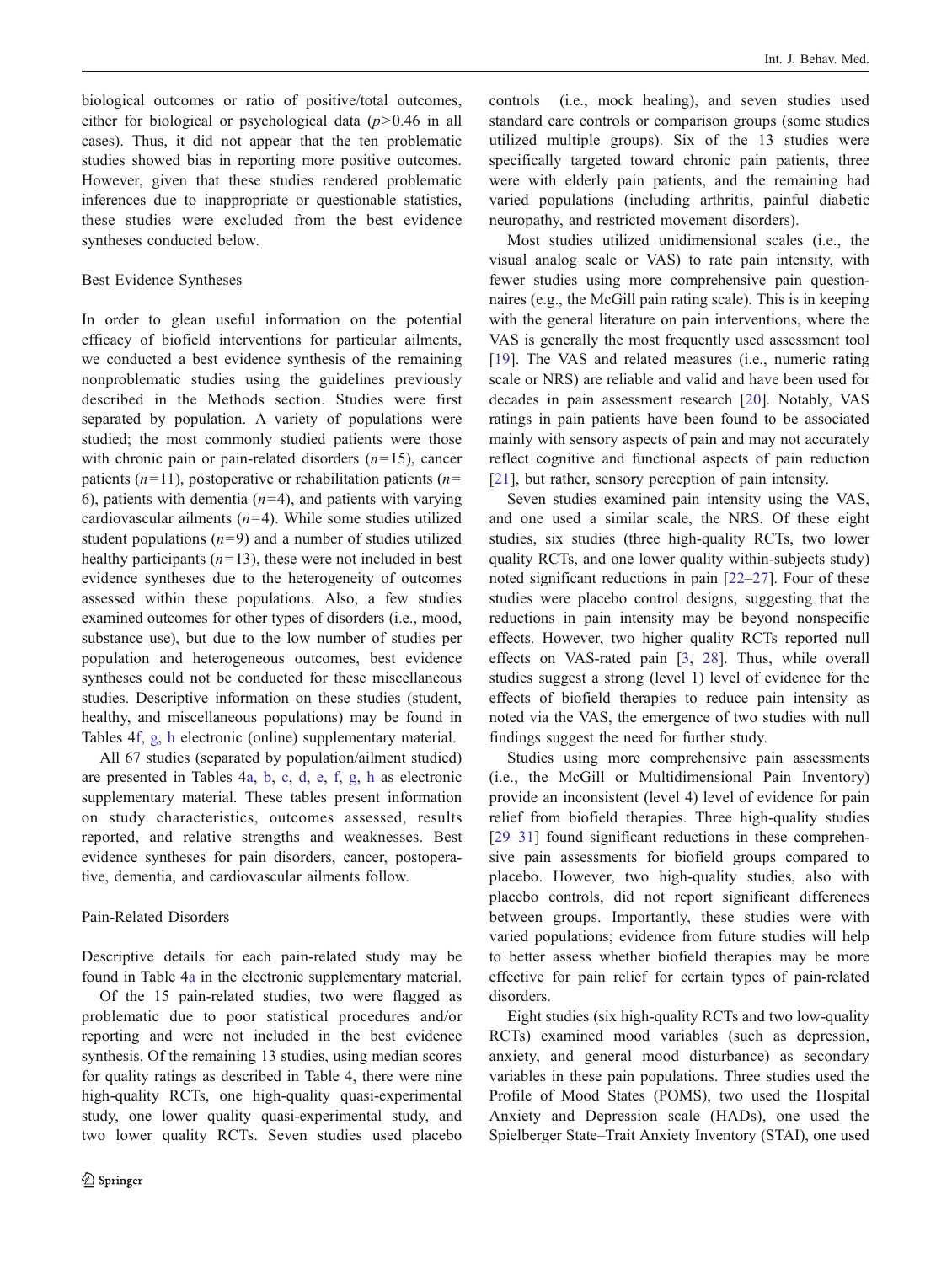biological outcomes or ratio of positive/total outcomes, either for biological or psychological data ($p>0.46$ in all cases). Thus, it did not appear that the ten problematic studies showed bias in reporting more positive outcomes. However, given that these studies rendered problematic inferences due to inappropriate or questionable statistics, these studies were excluded from the best evidence syntheses conducted below.

## Best Evidence Syntheses

In order to glean useful information on the potential efficacy of biofield interventions for particular ailments, we conducted a best evidence synthesis of the remaining nonproblematic studies using the guidelines previously described in the Methods section. Studies were first separated by population. A variety of populations were studied; the most commonly studied patients were those with chronic pain or pain-related disorders ($n=15$), cancer patients ($n=11$), postoperative or rehabilitation patients ($n=6$), patients with dementia ($n=4$), and patients with varying cardiovascular ailments ($n=4$). While some studies utilized student populations ($n=9$) and a number of studies utilized healthy participants ($n=13$), these were not included in best evidence syntheses due to the heterogeneity of outcomes assessed within these populations. Also, a few studies examined outcomes for other types of disorders (i.e., mood, substance use), but due to the low number of studies per population and heterogeneous outcomes, best evidence syntheses could not be conducted for these miscellaneous studies. Descriptive information on these studies (student, healthy, and miscellaneous populations) may be found in Tables 4f, g, h electronic (online) supplementary material.

All 67 studies (separated by population/ailment studied) are presented in Tables 4a, b, c, d, e, f, g, h as electronic supplementary material. These tables present information on study characteristics, outcomes assessed, results reported, and relative strengths and weaknesses. Best evidence syntheses for pain disorders, cancer, postoperative, dementia, and cardiovascular ailments follow.

### Pain-Related Disorders

Descriptive details for each pain-related study may be found in Table 4a in the electronic supplementary material.

Of the 15 pain-related studies, two were flagged as problematic due to poor statistical procedures and/or reporting and were not included in the best evidence synthesis. Of the remaining 13 studies, using median scores for quality ratings as described in Table 4, there were nine high-quality RCTs, one high-quality quasi-experimental study, one lower quality quasi-experimental study, and two lower quality RCTs. Seven studies used placebo controls (i.e., mock healing), and seven studies used standard care controls or comparison groups (some studies utilized multiple groups). Six of the 13 studies were specifically targeted toward chronic pain patients, three were with elderly pain patients, and the remaining had varied populations (including arthritis, painful diabetic neuropathy, and restricted movement disorders).

Most studies utilized unidimensional scales (i.e., the visual analog scale or VAS) to rate pain intensity, with fewer studies using more comprehensive pain questionnaires (e.g., the McGill pain rating scale). This is in keeping with the general literature on pain interventions, where the VAS is generally the most frequently used assessment tool [19]. The VAS and related measures (i.e., numeric rating scale or NRS) are reliable and valid and have been used for decades in pain assessment research [20]. Notably, VAS ratings in pain patients have been found to be associated mainly with sensory aspects of pain and may not accurately reflect cognitive and functional aspects of pain reduction [21], but rather, sensory perception of pain intensity.

Seven studies examined pain intensity using the VAS, and one used a similar scale, the NRS. Of these eight studies, six studies (three high-quality RCTs, two lower quality RCTs, and one lower quality within-subjects study) noted significant reductions in pain [22–27]. Four of these studies were placebo control designs, suggesting that the reductions in pain intensity may be beyond nonspecific effects. However, two higher quality RCTs reported null effects on VAS-rated pain [3, 28]. Thus, while overall studies suggest a strong (level 1) level of evidence for the effects of biofield therapies to reduce pain intensity as noted via the VAS, the emergence of two studies with null findings suggest the need for further study.

Studies using more comprehensive pain assessments (i.e., the McGill or Multidimensional Pain Inventory) provide an inconsistent (level 4) level of evidence for pain relief from biofield therapies. Three high-quality studies [29–31] found significant reductions in these comprehensive pain assessments for biofield groups compared to placebo. However, two high-quality studies, also with placebo controls, did not report significant differences between groups. Importantly, these studies were with varied populations; evidence from future studies will help to better assess whether biofield therapies may be more effective for pain relief for certain types of pain-related disorders.

Eight studies (six high-quality RCTs and two low-quality RCTs) examined mood variables (such as depression, anxiety, and general mood disturbance) as secondary variables in these pain populations. Three studies used the Profile of Mood States (POMS), two used the Hospital Anxiety and Depression scale (HADs), one used the Spielberger State–Trait Anxiety Inventory (STAI), one used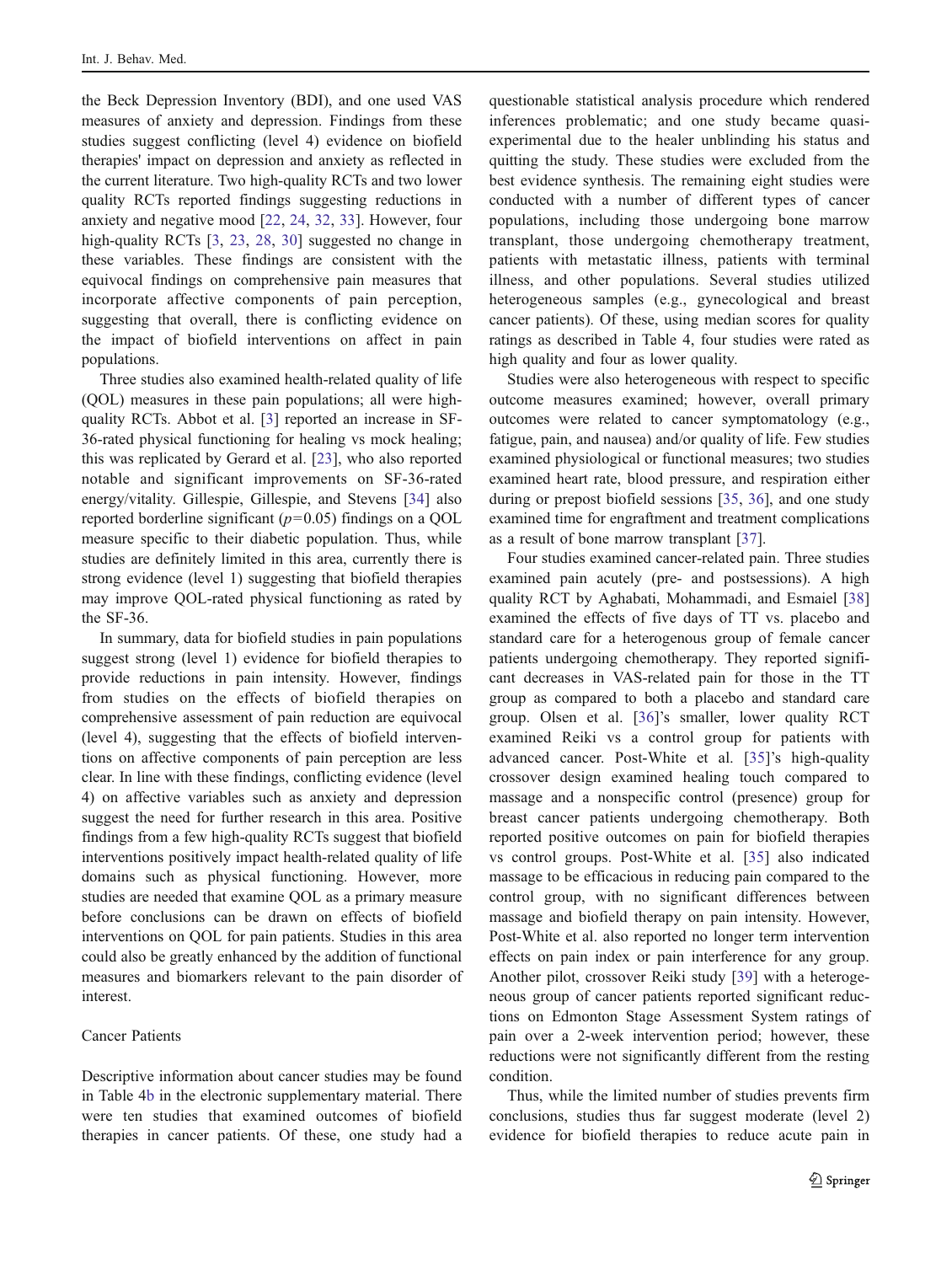the Beck Depression Inventory (BDI), and one used VAS measures of anxiety and depression. Findings from these studies suggest conflicting (level 4) evidence on biofield therapies' impact on depression and anxiety as reflected in the current literature. Two high-quality RCTs and two lower quality RCTs reported findings suggesting reductions in anxiety and negative mood [22, 24, 32, 33]. However, four high-quality RCTs [3, 23, 28, 30] suggested no change in these variables. These findings are consistent with the equivocal findings on comprehensive pain measures that incorporate affective components of pain perception, suggesting that overall, there is conflicting evidence on the impact of biofield interventions on affect in pain populations.

Three studies also examined health-related quality of life (QOL) measures in these pain populations; all were high-quality RCTs. Abbot et al. [3] reported an increase in SF-36-rated physical functioning for healing vs mock healing; this was replicated by Gerard et al. [23], who also reported notable and significant improvements on SF-36-rated energy/vitality. Gillespie, Gillespie, and Stevens [34] also reported borderline significant ($p=0.05$) findings on a QOL measure specific to their diabetic population. Thus, while studies are definitely limited in this area, currently there is strong evidence (level 1) suggesting that biofield therapies may improve QOL-rated physical functioning as rated by the SF-36.

In summary, data for biofield studies in pain populations suggest strong (level 1) evidence for biofield therapies to provide reductions in pain intensity. However, findings from studies on the effects of biofield therapies on comprehensive assessment of pain reduction are equivocal (level 4), suggesting that the effects of biofield interventions on affective components of pain perception are less clear. In line with these findings, conflicting evidence (level 4) on affective variables such as anxiety and depression suggest the need for further research in this area. Positive findings from a few high-quality RCTs suggest that biofield interventions positively impact health-related quality of life domains such as physical functioning. However, more studies are needed that examine QOL as a primary measure before conclusions can be drawn on effects of biofield interventions on QOL for pain patients. Studies in this area could also be greatly enhanced by the addition of functional measures and biomarkers relevant to the pain disorder of interest.

### Cancer Patients

Descriptive information about cancer studies may be found in Table 4b in the electronic supplementary material. There were ten studies that examined outcomes of biofield therapies in cancer patients. Of these, one study had a questionable statistical analysis procedure which rendered inferences problematic; and one study became quasi-experimental due to the healer unblinding his status and quitting the study. These studies were excluded from the best evidence synthesis. The remaining eight studies were conducted with a number of different types of cancer populations, including those undergoing bone marrow transplant, those undergoing chemotherapy treatment, patients with metastatic illness, patients with terminal illness, and other populations. Several studies utilized heterogeneous samples (e.g., gynecological and breast cancer patients). Of these, using median scores for quality ratings as described in Table 4, four studies were rated as high quality and four as lower quality.

Studies were also heterogeneous with respect to specific outcome measures examined; however, overall primary outcomes were related to cancer symptomatology (e.g., fatigue, pain, and nausea) and/or quality of life. Few studies examined physiological or functional measures; two studies examined heart rate, blood pressure, and respiration either during or prepost biofield sessions [35, 36], and one study examined time for engraftment and treatment complications as a result of bone marrow transplant [37].

Four studies examined cancer-related pain. Three studies examined pain acutely (pre- and postsessions). A high quality RCT by Aghabati, Mohammadi, and Esmaiel [38] examined the effects of five days of TT vs. placebo and standard care for a heterogenous group of female cancer patients undergoing chemotherapy. They reported significant decreases in VAS-related pain for those in the TT group as compared to both a placebo and standard care group. Olsen et al. [36]'s smaller, lower quality RCT examined Reiki vs a control group for patients with advanced cancer. Post-White et al. [35]'s high-quality crossover design examined healing touch compared to massage and a nonspecific control (presence) group for breast cancer patients undergoing chemotherapy. Both reported positive outcomes on pain for biofield therapies vs control groups. Post-White et al. [35] also indicated massage to be efficacious in reducing pain compared to the control group, with no significant differences between massage and biofield therapy on pain intensity. However, Post-White et al. also reported no longer term intervention effects on pain index or pain interference for any group. Another pilot, crossover Reiki study [39] with a heterogeneous group of cancer patients reported significant reductions on Edmonton Stage Assessment System ratings of pain over a 2-week intervention period; however, these reductions were not significantly different from the resting condition.

Thus, while the limited number of studies prevents firm conclusions, studies thus far suggest moderate (level 2) evidence for biofield therapies to reduce acute pain in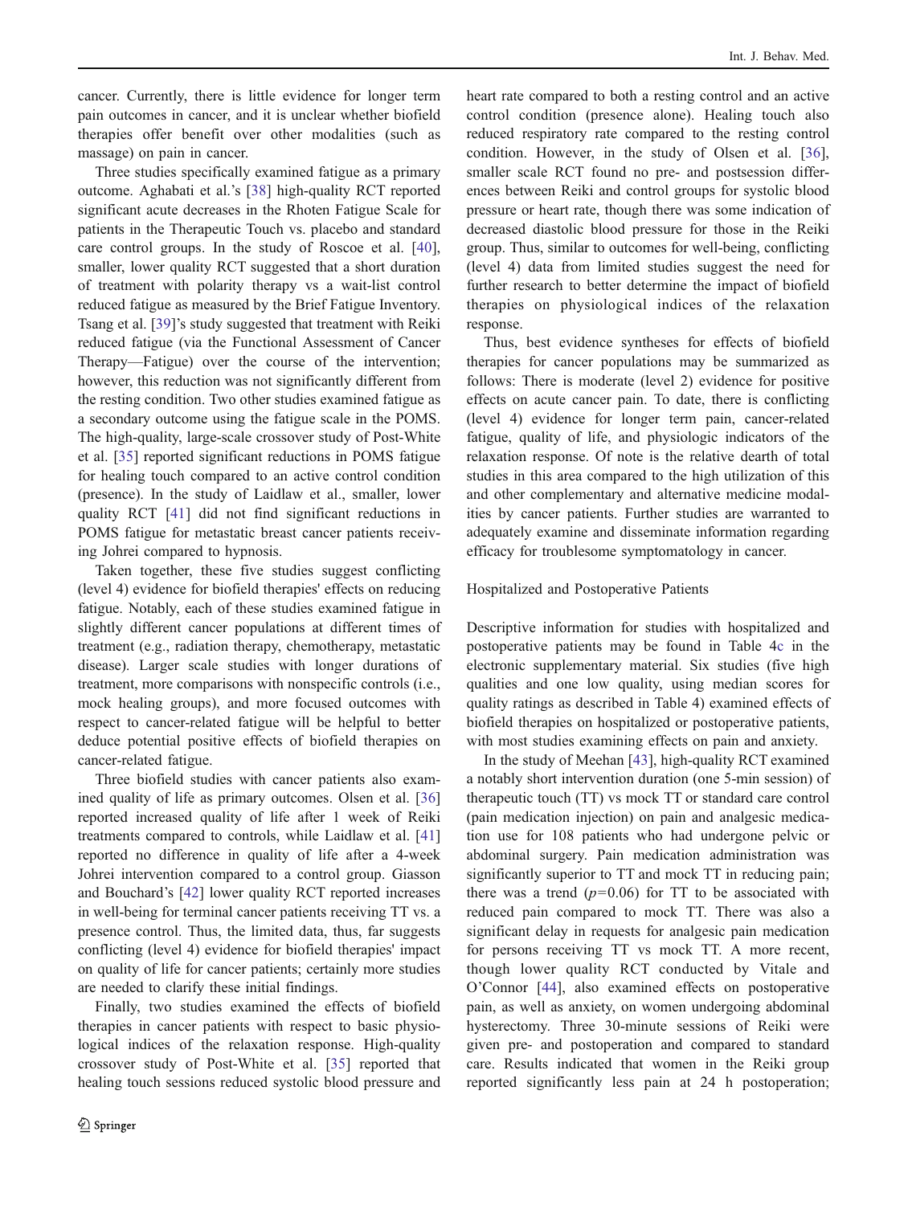cancer. Currently, there is little evidence for longer term pain outcomes in cancer, and it is unclear whether biofield therapies offer benefit over other modalities (such as massage) on pain in cancer.

Three studies specifically examined fatigue as a primary outcome. Aghabati et al.'s [38] high-quality RCT reported significant acute decreases in the Rhoten Fatigue Scale for patients in the Therapeutic Touch vs. placebo and standard care control groups. In the study of Roscoe et al. [40], smaller, lower quality RCT suggested that a short duration of treatment with polarity therapy vs a wait-list control reduced fatigue as measured by the Brief Fatigue Inventory. Tsang et al. [39]'s study suggested that treatment with Reiki reduced fatigue (via the Functional Assessment of Cancer Therapy—Fatigue) over the course of the intervention; however, this reduction was not significantly different from the resting condition. Two other studies examined fatigue as a secondary outcome using the fatigue scale in the POMS. The high-quality, large-scale crossover study of Post-White et al. [35] reported significant reductions in POMS fatigue for healing touch compared to an active control condition (presence). In the study of Laidlaw et al., smaller, lower quality RCT [41] did not find significant reductions in POMS fatigue for metastatic breast cancer patients receiving Johrei compared to hypnosis.

Taken together, these five studies suggest conflicting (level 4) evidence for biofield therapies' effects on reducing fatigue. Notably, each of these studies examined fatigue in slightly different cancer populations at different times of treatment (e.g., radiation therapy, chemotherapy, metastatic disease). Larger scale studies with longer durations of treatment, more comparisons with nonspecific controls (i.e., mock healing groups), and more focused outcomes with respect to cancer-related fatigue will be helpful to better deduce potential positive effects of biofield therapies on cancer-related fatigue.

Three biofield studies with cancer patients also examined quality of life as primary outcomes. Olsen et al. [36] reported increased quality of life after 1 week of Reiki treatments compared to controls, while Laidlaw et al. [41] reported no difference in quality of life after a 4-week Johrei intervention compared to a control group. Giasson and Bouchard's [42] lower quality RCT reported increases in well-being for terminal cancer patients receiving TT vs. a presence control. Thus, the limited data, thus, far suggests conflicting (level 4) evidence for biofield therapies' impact on quality of life for cancer patients; certainly more studies are needed to clarify these initial findings.

Finally, two studies examined the effects of biofield therapies in cancer patients with respect to basic physiological indices of the relaxation response. High-quality crossover study of Post-White et al. [35] reported that healing touch sessions reduced systolic blood pressure and heart rate compared to both a resting control and an active control condition (presence alone). Healing touch also reduced respiratory rate compared to the resting control condition. However, in the study of Olsen et al. [36], smaller scale RCT found no pre- and postsession differences between Reiki and control groups for systolic blood pressure or heart rate, though there was some indication of decreased diastolic blood pressure for those in the Reiki group. Thus, similar to outcomes for well-being, conflicting (level 4) data from limited studies suggest the need for further research to better determine the impact of biofield therapies on physiological indices of the relaxation response.

Thus, best evidence syntheses for effects of biofield therapies for cancer populations may be summarized as follows: There is moderate (level 2) evidence for positive effects on acute cancer pain. To date, there is conflicting (level 4) evidence for longer term pain, cancer-related fatigue, quality of life, and physiologic indicators of the relaxation response. Of note is the relative dearth of total studies in this area compared to the high utilization of this and other complementary and alternative medicine modalities by cancer patients. Further studies are warranted to adequately examine and disseminate information regarding efficacy for troublesome symptomatology in cancer.

### Hospitalized and Postoperative Patients

Descriptive information for studies with hospitalized and postoperative patients may be found in Table 4c in the electronic supplementary material. Six studies (five high qualities and one low quality, using median scores for quality ratings as described in Table 4) examined effects of biofield therapies on hospitalized or postoperative patients, with most studies examining effects on pain and anxiety.

In the study of Meehan [43], high-quality RCT examined a notably short intervention duration (one 5-min session) of therapeutic touch (TT) vs mock TT or standard care control (pain medication injection) on pain and analgesic medication use for 108 patients who had undergone pelvic or abdominal surgery. Pain medication administration was significantly superior to TT and mock TT in reducing pain; there was a trend ($p=0.06$) for TT to be associated with reduced pain compared to mock TT. There was also a significant delay in requests for analgesic pain medication for persons receiving TT vs mock TT. A more recent, though lower quality RCT conducted by Vitale and O'Connor [44], also examined effects on postoperative pain, as well as anxiety, on women undergoing abdominal hysterectomy. Three 30-minute sessions of Reiki were given pre- and postoperation and compared to standard care. Results indicated that women in the Reiki group reported significantly less pain at 24 h postoperation;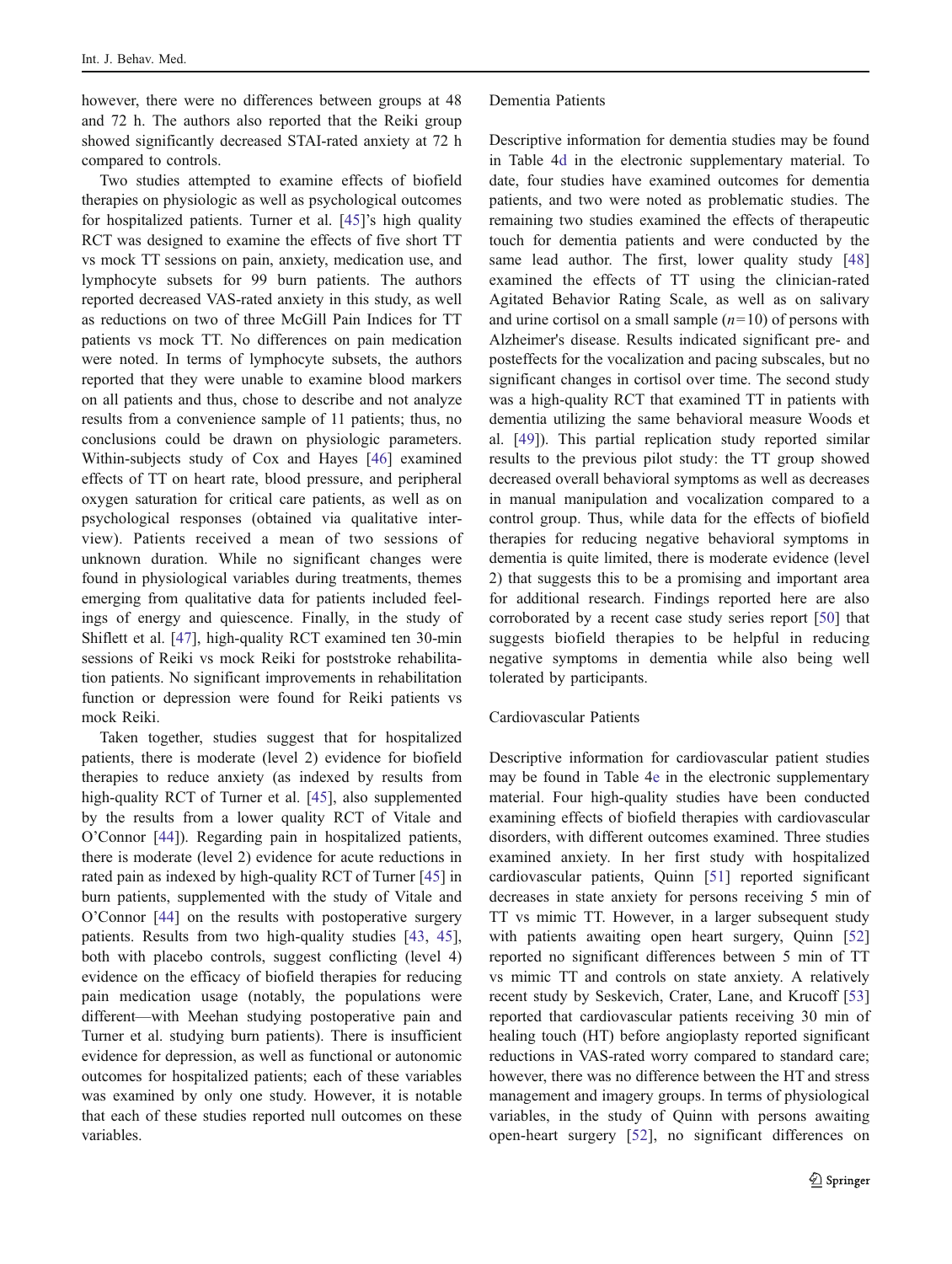however, there were no differences between groups at 48 and 72 h. The authors also reported that the Reiki group showed significantly decreased STAI-rated anxiety at 72 h compared to controls.

Two studies attempted to examine effects of biofield therapies on physiologic as well as psychological outcomes for hospitalized patients. Turner et al. [45]'s high quality RCT was designed to examine the effects of five short TT vs mock TT sessions on pain, anxiety, medication use, and lymphocyte subsets for 99 burn patients. The authors reported decreased VAS-rated anxiety in this study, as well as reductions on two of three McGill Pain Indices for TT patients vs mock TT. No differences on pain medication were noted. In terms of lymphocyte subsets, the authors reported that they were unable to examine blood markers on all patients and thus, chose to describe and not analyze results from a convenience sample of 11 patients; thus, no conclusions could be drawn on physiologic parameters. Within-subjects study of Cox and Hayes [46] examined effects of TT on heart rate, blood pressure, and peripheral oxygen saturation for critical care patients, as well as on psychological responses (obtained via qualitative interview). Patients received a mean of two sessions of unknown duration. While no significant changes were found in physiological variables during treatments, themes emerging from qualitative data for patients included feelings of energy and quiescence. Finally, in the study of Shiflett et al. [47], high-quality RCT examined ten 30-min sessions of Reiki vs mock Reiki for poststroke rehabilitation patients. No significant improvements in rehabilitation function or depression were found for Reiki patients vs mock Reiki.

Taken together, studies suggest that for hospitalized patients, there is moderate (level 2) evidence for biofield therapies to reduce anxiety (as indexed by results from high-quality RCT of Turner et al. [45], also supplemented by the results from a lower quality RCT of Vitale and O'Connor [44]). Regarding pain in hospitalized patients, there is moderate (level 2) evidence for acute reductions in rated pain as indexed by high-quality RCT of Turner [45] in burn patients, supplemented with the study of Vitale and O'Connor [44] on the results with postoperative surgery patients. Results from two high-quality studies [43, 45], both with placebo controls, suggest conflicting (level 4) evidence on the efficacy of biofield therapies for reducing pain medication usage (notably, the populations were different—with Meehan studying postoperative pain and Turner et al. studying burn patients). There is insufficient evidence for depression, as well as functional or autonomic outcomes for hospitalized patients; each of these variables was examined by only one study. However, it is notable that each of these studies reported null outcomes on these variables.

### Dementia Patients

Descriptive information for dementia studies may be found in Table 4d in the electronic supplementary material. To date, four studies have examined outcomes for dementia patients, and two were noted as problematic studies. The remaining two studies examined the effects of therapeutic touch for dementia patients and were conducted by the same lead author. The first, lower quality study [48] examined the effects of TT using the clinician-rated Agitated Behavior Rating Scale, as well as on salivary and urine cortisol on a small sample ($n=10$) of persons with Alzheimer's disease. Results indicated significant pre- and posteffects for the vocalization and pacing subscales, but no significant changes in cortisol over time. The second study was a high-quality RCT that examined TT in patients with dementia utilizing the same behavioral measure Woods et al. [49]). This partial replication study reported similar results to the previous pilot study: the TT group showed decreased overall behavioral symptoms as well as decreases in manual manipulation and vocalization compared to a control group. Thus, while data for the effects of biofield therapies for reducing negative behavioral symptoms in dementia is quite limited, there is moderate evidence (level 2) that suggests this to be a promising and important area for additional research. Findings reported here are also corroborated by a recent case study series report [50] that suggests biofield therapies to be helpful in reducing negative symptoms in dementia while also being well tolerated by participants.

### Cardiovascular Patients

Descriptive information for cardiovascular patient studies may be found in Table 4e in the electronic supplementary material. Four high-quality studies have been conducted examining effects of biofield therapies with cardiovascular disorders, with different outcomes examined. Three studies examined anxiety. In her first study with hospitalized cardiovascular patients, Quinn [51] reported significant decreases in state anxiety for persons receiving 5 min of TT vs mimic TT. However, in a larger subsequent study with patients awaiting open heart surgery, Quinn [52] reported no significant differences between 5 min of TT vs mimic TT and controls on state anxiety. A relatively recent study by Seskevich, Crater, Lane, and Krucoff [53] reported that cardiovascular patients receiving 30 min of healing touch (HT) before angioplasty reported significant reductions in VAS-rated worry compared to standard care; however, there was no difference between the HT and stress management and imagery groups. In terms of physiological variables, in the study of Quinn with persons awaiting open-heart surgery [52], no significant differences on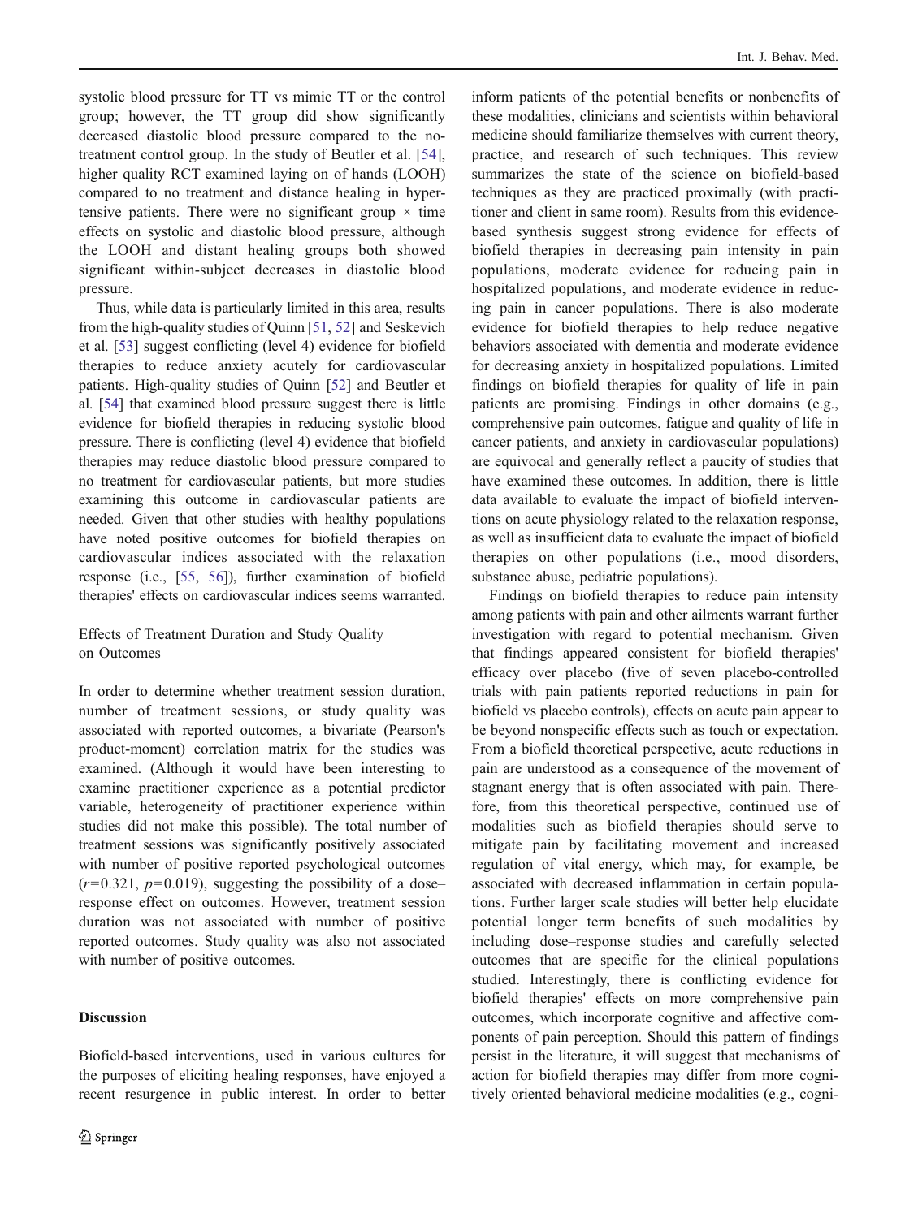systolic blood pressure for TT vs mimic TT or the control group; however, the TT group did show significantly decreased diastolic blood pressure compared to the no-treatment control group. In the study of Beutler et al. [54], higher quality RCT examined laying on of hands (LOOH) compared to no treatment and distance healing in hypertensive patients. There were no significant group × time effects on systolic and diastolic blood pressure, although the LOOH and distant healing groups both showed significant within-subject decreases in diastolic blood pressure.

Thus, while data is particularly limited in this area, results from the high-quality studies of Quinn [51, 52] and Seskevich et al. [53] suggest conflicting (level 4) evidence for biofield therapies to reduce anxiety acutely for cardiovascular patients. High-quality studies of Quinn [52] and Beutler et al. [54] that examined blood pressure suggest there is little evidence for biofield therapies in reducing systolic blood pressure. There is conflicting (level 4) evidence that biofield therapies may reduce diastolic blood pressure compared to no treatment for cardiovascular patients, but more studies examining this outcome in cardiovascular patients are needed. Given that other studies with healthy populations have noted positive outcomes for biofield therapies on cardiovascular indices associated with the relaxation response (i.e., [55, 56]), further examination of biofield therapies' effects on cardiovascular indices seems warranted.

### Effects of Treatment Duration and Study Quality on Outcomes

In order to determine whether treatment session duration, number of treatment sessions, or study quality was associated with reported outcomes, a bivariate (Pearson's product-moment) correlation matrix for the studies was examined. (Although it would have been interesting to examine practitioner experience as a potential predictor variable, heterogeneity of practitioner experience within studies did not make this possible). The total number of treatment sessions was significantly positively associated with number of positive reported psychological outcomes ($r$=0.321, $p$=0.019), suggesting the possibility of a dose–response effect on outcomes. However, treatment session duration was not associated with number of positive reported outcomes. Study quality was also not associated with number of positive outcomes.

## Discussion

Biofield-based interventions, used in various cultures for the purposes of eliciting healing responses, have enjoyed a recent resurgence in public interest. In order to better inform patients of the potential benefits or nonbenefits of these modalities, clinicians and scientists within behavioral medicine should familiarize themselves with current theory, practice, and research of such techniques. This review summarizes the state of the science on biofield-based techniques as they are practiced proximally (with practitioner and client in same room). Results from this evidence-based synthesis suggest strong evidence for effects of biofield therapies in decreasing pain intensity in pain populations, moderate evidence for reducing pain in hospitalized populations, and moderate evidence in reducing pain in cancer populations. There is also moderate evidence for biofield therapies to help reduce negative behaviors associated with dementia and moderate evidence for decreasing anxiety in hospitalized populations. Limited findings on biofield therapies for quality of life in pain patients are promising. Findings in other domains (e.g., comprehensive pain outcomes, fatigue and quality of life in cancer patients, and anxiety in cardiovascular populations) are equivocal and generally reflect a paucity of studies that have examined these outcomes. In addition, there is little data available to evaluate the impact of biofield interventions on acute physiology related to the relaxation response, as well as insufficient data to evaluate the impact of biofield therapies on other populations (i.e., mood disorders, substance abuse, pediatric populations).

Findings on biofield therapies to reduce pain intensity among patients with pain and other ailments warrant further investigation with regard to potential mechanism. Given that findings appeared consistent for biofield therapies' efficacy over placebo (five of seven placebo-controlled trials with pain patients reported reductions in pain for biofield vs placebo controls), effects on acute pain appear to be beyond nonspecific effects such as touch or expectation. From a biofield theoretical perspective, acute reductions in pain are understood as a consequence of the movement of stagnant energy that is often associated with pain. Therefore, from this theoretical perspective, continued use of modalities such as biofield therapies should serve to mitigate pain by facilitating movement and increased regulation of vital energy, which may, for example, be associated with decreased inflammation in certain populations. Further larger scale studies will better help elucidate potential longer term benefits of such modalities by including dose–response studies and carefully selected outcomes that are specific for the clinical populations studied. Interestingly, there is conflicting evidence for biofield therapies' effects on more comprehensive pain outcomes, which incorporate cognitive and affective components of pain perception. Should this pattern of findings persist in the literature, it will suggest that mechanisms of action for biofield therapies may differ from more cognitively oriented behavioral medicine modalities (e.g., cogni-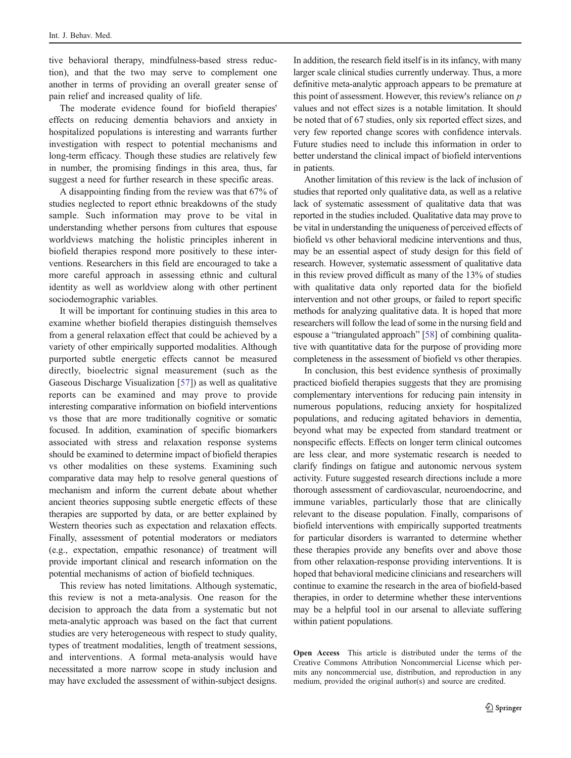tive behavioral therapy, mindfulness-based stress reduction), and that the two may serve to complement one another in terms of providing an overall greater sense of pain relief and increased quality of life.

The moderate evidence found for biofield therapies' effects on reducing dementia behaviors and anxiety in hospitalized populations is interesting and warrants further investigation with respect to potential mechanisms and long-term efficacy. Though these studies are relatively few in number, the promising findings in this area, thus, far suggest a need for further research in these specific areas.

A disappointing finding from the review was that 67% of studies neglected to report ethnic breakdowns of the study sample. Such information may prove to be vital in understanding whether persons from cultures that espouse worldviews matching the holistic principles inherent in biofield therapies respond more positively to these interventions. Researchers in this field are encouraged to take a more careful approach in assessing ethnic and cultural identity as well as worldview along with other pertinent sociodemographic variables.

It will be important for continuing studies in this area to examine whether biofield therapies distinguish themselves from a general relaxation effect that could be achieved by a variety of other empirically supported modalities. Although purported subtle energetic effects cannot be measured directly, bioelectric signal measurement (such as the Gaseous Discharge Visualization [57]) as well as qualitative reports can be examined and may prove to provide interesting comparative information on biofield interventions vs those that are more traditionally cognitive or somatic focused. In addition, examination of specific biomarkers associated with stress and relaxation response systems should be examined to determine impact of biofield therapies vs other modalities on these systems. Examining such comparative data may help to resolve general questions of mechanism and inform the current debate about whether ancient theories supposing subtle energetic effects of these therapies are supported by data, or are better explained by Western theories such as expectation and relaxation effects. Finally, assessment of potential moderators or mediators (e.g., expectation, empathic resonance) of treatment will provide important clinical and research information on the potential mechanisms of action of biofield techniques.

This review has noted limitations. Although systematic, this review is not a meta-analysis. One reason for the decision to approach the data from a systematic but not meta-analytic approach was based on the fact that current studies are very heterogeneous with respect to study quality, types of treatment modalities, length of treatment sessions, and interventions. A formal meta-analysis would have necessitated a more narrow scope in study inclusion and may have excluded the assessment of within-subject designs. In addition, the research field itself is in its infancy, with many larger scale clinical studies currently underway. Thus, a more definitive meta-analytic approach appears to be premature at this point of assessment. However, this review's reliance on *p* values and not effect sizes is a notable limitation. It should be noted that of 67 studies, only six reported effect sizes, and very few reported change scores with confidence intervals. Future studies need to include this information in order to better understand the clinical impact of biofield interventions in patients.

Another limitation of this review is the lack of inclusion of studies that reported only qualitative data, as well as a relative lack of systematic assessment of qualitative data that was reported in the studies included. Qualitative data may prove to be vital in understanding the uniqueness of perceived effects of biofield vs other behavioral medicine interventions and thus, may be an essential aspect of study design for this field of research. However, systematic assessment of qualitative data in this review proved difficult as many of the 13% of studies with qualitative data only reported data for the biofield intervention and not other groups, or failed to report specific methods for analyzing qualitative data. It is hoped that more researchers will follow the lead of some in the nursing field and espouse a "triangulated approach" [58] of combining qualitative with quantitative data for the purpose of providing more completeness in the assessment of biofield vs other therapies.

In conclusion, this best evidence synthesis of proximally practiced biofield therapies suggests that they are promising complementary interventions for reducing pain intensity in numerous populations, reducing anxiety for hospitalized populations, and reducing agitated behaviors in dementia, beyond what may be expected from standard treatment or nonspecific effects. Effects on longer term clinical outcomes are less clear, and more systematic research is needed to clarify findings on fatigue and autonomic nervous system activity. Future suggested research directions include a more thorough assessment of cardiovascular, neuroendocrine, and immune variables, particularly those that are clinically relevant to the disease population. Finally, comparisons of biofield interventions with empirically supported treatments for particular disorders is warranted to determine whether these therapies provide any benefits over and above those from other relaxation-response providing interventions. It is hoped that behavioral medicine clinicians and researchers will continue to examine the research in the area of biofield-based therapies, in order to determine whether these interventions may be a helpful tool in our arsenal to alleviate suffering within patient populations.

**Open Access** This article is distributed under the terms of the Creative Commons Attribution Noncommercial License which permits any noncommercial use, distribution, and reproduction in any medium, provided the original author(s) and source are credited.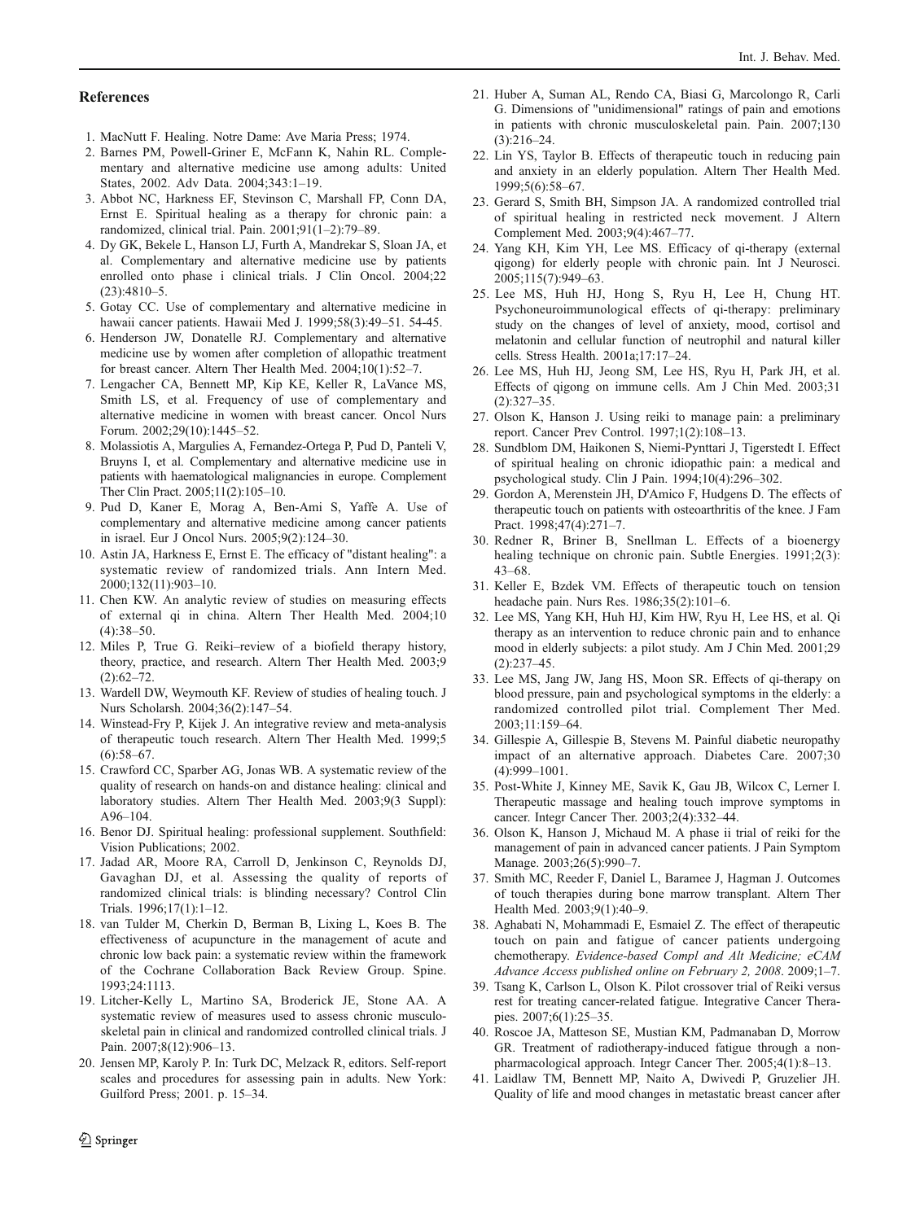## References

1. MacNutt F. Healing. Notre Dame: Ave Maria Press; 1974.
2. Barnes PM, Powell-Griner E, McFann K, Nahin RL. Complementary and alternative medicine use among adults: United States, 2002. Adv Data. 2004;343:1–19.
3. Abbot NC, Harkness EF, Stevinson C, Marshall FP, Conn DA, Ernst E. Spiritual healing as a therapy for chronic pain: a randomized, clinical trial. Pain. 2001;91(1–2):79–89.
4. Dy GK, Bekele L, Hanson LJ, Furth A, Mandrekar S, Sloan JA, et al. Complementary and alternative medicine use by patients enrolled onto phase i clinical trials. J Clin Oncol. 2004;22 (23):4810–5.
5. Gotay CC. Use of complementary and alternative medicine in hawaii cancer patients. Hawaii Med J. 1999;58(3):49–51. 54-45.
6. Henderson JW, Donatelle RJ. Complementary and alternative medicine use by women after completion of allopathic treatment for breast cancer. Altern Ther Health Med. 2004;10(1):52–7.
7. Lengacher CA, Bennett MP, Kip KE, Keller R, LaVance MS, Smith LS, et al. Frequency of use of complementary and alternative medicine in women with breast cancer. Oncol Nurs Forum. 2002;29(10):1445–52.
8. Molassiotis A, Margulies A, Fernandez-Ortega P, Pud D, Panteli V, Bruyns I, et al. Complementary and alternative medicine use in patients with haematological malignancies in europe. Complement Ther Clin Pract. 2005;11(2):105–10.
9. Pud D, Kaner E, Morag A, Ben-Ami S, Yaffe A. Use of complementary and alternative medicine among cancer patients in israel. Eur J Oncol Nurs. 2005;9(2):124–30.
10. Astin JA, Harkness E, Ernst E. The efficacy of "distant healing": a systematic review of randomized trials. Ann Intern Med. 2000;132(11):903–10.
11. Chen KW. An analytic review of studies on measuring effects of external qi in china. Altern Ther Health Med. 2004;10 (4):38–50.
12. Miles P, True G. Reiki–review of a biofield therapy history, theory, practice, and research. Altern Ther Health Med. 2003;9 (2):62–72.
13. Wardell DW, Weymouth KF. Review of studies of healing touch. J Nurs Scholarsh. 2004;36(2):147–54.
14. Winstead-Fry P, Kijek J. An integrative review and meta-analysis of therapeutic touch research. Altern Ther Health Med. 1999;5 (6):58–67.
15. Crawford CC, Sparber AG, Jonas WB. A systematic review of the quality of research on hands-on and distance healing: clinical and laboratory studies. Altern Ther Health Med. 2003;9(3 Suppl): A96–104.
16. Benor DJ. Spiritual healing: professional supplement. Southfield: Vision Publications; 2002.
17. Jadad AR, Moore RA, Carroll D, Jenkinson C, Reynolds DJ, Gavaghan DJ, et al. Assessing the quality of reports of randomized clinical trials: is blinding necessary? Control Clin Trials. 1996;17(1):1–12.
18. van Tulder M, Cherkin D, Berman B, Lixing L, Koes B. The effectiveness of acupuncture in the management of acute and chronic low back pain: a systematic review within the framework of the Cochrane Collaboration Back Review Group. Spine. 1993;24:1113.
19. Litcher-Kelly L, Martino SA, Broderick JE, Stone AA. A systematic review of measures used to assess chronic musculoskeletal pain in clinical and randomized controlled clinical trials. J Pain. 2007;8(12):906–13.
20. Jensen MP, Karoly P. In: Turk DC, Melzack R, editors. Self-report scales and procedures for assessing pain in adults. New York: Guilford Press; 2001. p. 15–34.
21. Huber A, Suman AL, Rendo CA, Biasi G, Marcolongo R, Carli G. Dimensions of "unidimensional" ratings of pain and emotions in patients with chronic musculoskeletal pain. Pain. 2007;130 (3):216–24.
22. Lin YS, Taylor B. Effects of therapeutic touch in reducing pain and anxiety in an elderly population. Altern Ther Health Med. 1999;5(6):58–67.
23. Gerard S, Smith BH, Simpson JA. A randomized controlled trial of spiritual healing in restricted neck movement. J Altern Complement Med. 2003;9(4):467–77.
24. Yang KH, Kim YH, Lee MS. Efficacy of qi-therapy (external qigong) for elderly people with chronic pain. Int J Neurosci. 2005;115(7):949–63.
25. Lee MS, Huh HJ, Hong S, Ryu H, Lee H, Chung HT. Psychoneuroimmunological effects of qi-therapy: preliminary study on the changes of level of anxiety, mood, cortisol and melatonin and cellular function of neutrophil and natural killer cells. Stress Health. 2001a;17:17–24.
26. Lee MS, Huh HJ, Jeong SM, Lee HS, Ryu H, Park JH, et al. Effects of qigong on immune cells. Am J Chin Med. 2003;31 (2):327–35.
27. Olson K, Hanson J. Using reiki to manage pain: a preliminary report. Cancer Prev Control. 1997;1(2):108–13.
28. Sundblom DM, Haikonen S, Niemi-Pynttari J, Tigerstedt I. Effect of spiritual healing on chronic idiopathic pain: a medical and psychological study. Clin J Pain. 1994;10(4):296–302.
29. Gordon A, Merenstein JH, D'Amico F, Hudgens D. The effects of therapeutic touch on patients with osteoarthritis of the knee. J Fam Pract. 1998;47(4):271–7.
30. Redner R, Briner B, Snellman L. Effects of a bioenergy healing technique on chronic pain. Subtle Energies. 1991;2(3): 43–68.
31. Keller E, Bzdek VM. Effects of therapeutic touch on tension headache pain. Nurs Res. 1986;35(2):101–6.
32. Lee MS, Yang KH, Huh HJ, Kim HW, Ryu H, Lee HS, et al. Qi therapy as an intervention to reduce chronic pain and to enhance mood in elderly subjects: a pilot study. Am J Chin Med. 2001;29 (2):237–45.
33. Lee MS, Jang JW, Jang HS, Moon SR. Effects of qi-therapy on blood pressure, pain and psychological symptoms in the elderly: a randomized controlled pilot trial. Complement Ther Med. 2003;11:159–64.
34. Gillespie A, Gillespie B, Stevens M. Painful diabetic neuropathy impact of an alternative approach. Diabetes Care. 2007;30 (4):999–1001.
35. Post-White J, Kinney ME, Savik K, Gau JB, Wilcox C, Lerner I. Therapeutic massage and healing touch improve symptoms in cancer. Integr Cancer Ther. 2003;2(4):332–44.
36. Olson K, Hanson J, Michaud M. A phase ii trial of reiki for the management of pain in advanced cancer patients. J Pain Symptom Manage. 2003;26(5):990–7.
37. Smith MC, Reeder F, Daniel L, Baramee J, Hagman J. Outcomes of touch therapies during bone marrow transplant. Altern Ther Health Med. 2003;9(1):40–9.
38. Aghabati N, Mohammadi E, Esmaiel Z. The effect of therapeutic touch on pain and fatigue of cancer patients undergoing chemotherapy. *Evidence-based Compl and Alt Medicine; eCAM Advance Access published online on February 2, 2008*. 2009;1–7.
39. Tsang K, Carlson L, Olson K. Pilot crossover trial of Reiki versus rest for treating cancer-related fatigue. Integrative Cancer Therapies. 2007;6(1):25–35.
40. Roscoe JA, Matteson SE, Mustian KM, Padmanaban D, Morrow GR. Treatment of radiotherapy-induced fatigue through a nonpharmacological approach. Integr Cancer Ther. 2005;4(1):8–13.
41. Laidlaw TM, Bennett MP, Naito A, Dwivedi P, Gruzelier JH. Quality of life and mood changes in metastatic breast cancer after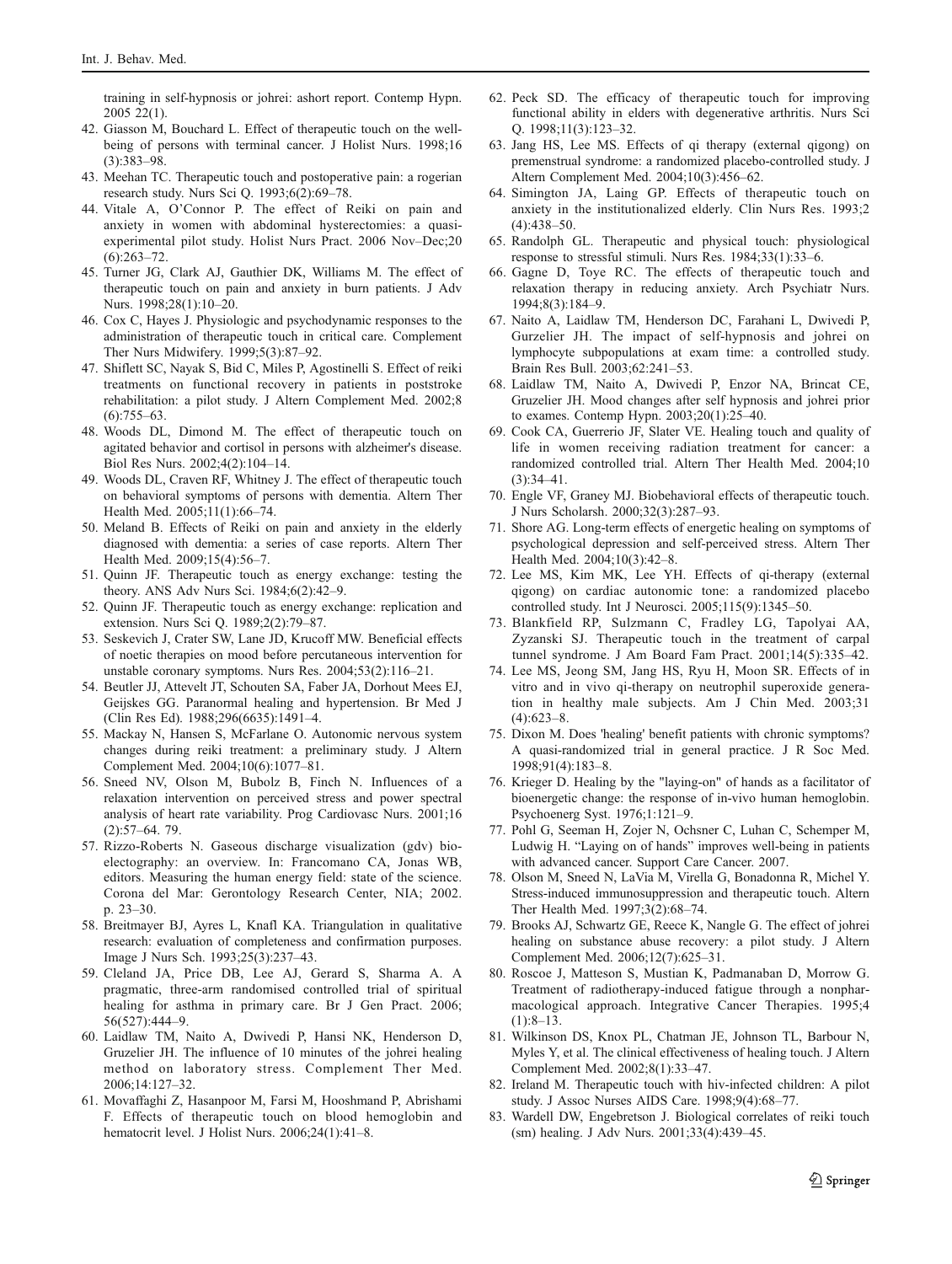training in self-hypnosis or johrei: ashort report. Contemp Hypn. 2005 22(1).

42. Giasson M, Bouchard L. Effect of therapeutic touch on the well-being of persons with terminal cancer. J Holist Nurs. 1998;16 (3):383–98.
43. Meehan TC. Therapeutic touch and postoperative pain: a rogerian research study. Nurs Sci Q. 1993;6(2):69–78.
44. Vitale A, O'Connor P. The effect of Reiki on pain and anxiety in women with abdominal hysterectomies: a quasi-experimental pilot study. Holist Nurs Pract. 2006 Nov–Dec;20 (6):263–72.
45. Turner JG, Clark AJ, Gauthier DK, Williams M. The effect of therapeutic touch on pain and anxiety in burn patients. J Adv Nurs. 1998;28(1):10–20.
46. Cox C, Hayes J. Physiologic and psychodynamic responses to the administration of therapeutic touch in critical care. Complement Ther Nurs Midwifery. 1999;5(3):87–92.
47. Shiflett SC, Nayak S, Bid C, Miles P, Agostinelli S. Effect of reiki treatments on functional recovery in patients in poststroke rehabilitation: a pilot study. J Altern Complement Med. 2002;8 (6):755–63.
48. Woods DL, Dimond M. The effect of therapeutic touch on agitated behavior and cortisol in persons with alzheimer's disease. Biol Res Nurs. 2002;4(2):104–14.
49. Woods DL, Craven RF, Whitney J. The effect of therapeutic touch on behavioral symptoms of persons with dementia. Altern Ther Health Med. 2005;11(1):66–74.
50. Meland B. Effects of Reiki on pain and anxiety in the elderly diagnosed with dementia: a series of case reports. Altern Ther Health Med. 2009;15(4):56–7.
51. Quinn JF. Therapeutic touch as energy exchange: testing the theory. ANS Adv Nurs Sci. 1984;6(2):42–9.
52. Quinn JF. Therapeutic touch as energy exchange: replication and extension. Nurs Sci Q. 1989;2(2):79–87.
53. Seskevich J, Crater SW, Lane JD, Krucoff MW. Beneficial effects of noetic therapies on mood before percutaneous intervention for unstable coronary symptoms. Nurs Res. 2004;53(2):116–21.
54. Beutler JJ, Attevelt JT, Schouten SA, Faber JA, Dorhout Mees EJ, Geijskes GG. Paranormal healing and hypertension. Br Med J (Clin Res Ed). 1988;296(6635):1491–4.
55. Mackay N, Hansen S, McFarlane O. Autonomic nervous system changes during reiki treatment: a preliminary study. J Altern Complement Med. 2004;10(6):1077–81.
56. Sneed NV, Olson M, Bubolz B, Finch N. Influences of a relaxation intervention on perceived stress and power spectral analysis of heart rate variability. Prog Cardiovasc Nurs. 2001;16 (2):57–64. 79.
57. Rizzo-Roberts N. Gaseous discharge visualization (gdv) bio-electography: an overview. In: Francomano CA, Jonas WB, editors. Measuring the human energy field: state of the science. Corona del Mar: Gerontology Research Center, NIA; 2002. p. 23–30.
58. Breitmayer BJ, Ayres L, Knafl KA. Triangulation in qualitative research: evaluation of completeness and confirmation purposes. Image J Nurs Sch. 1993;25(3):237–43.
59. Cleland JA, Price DB, Lee AJ, Gerard S, Sharma A. A pragmatic, three-arm randomised controlled trial of spiritual healing for asthma in primary care. Br J Gen Pract. 2006; 56(527):444–9.
60. Laidlaw TM, Naito A, Dwivedi P, Hansi NK, Henderson D, Gruzelier JH. The influence of 10 minutes of the johrei healing method on laboratory stress. Complement Ther Med. 2006;14:127–32.
61. Movaffaghi Z, Hasanpoor M, Farsi M, Hooshmand P, Abrishami F. Effects of therapeutic touch on blood hemoglobin and hematocrit level. J Holist Nurs. 2006;24(1):41–8.
62. Peck SD. The efficacy of therapeutic touch for improving functional ability in elders with degenerative arthritis. Nurs Sci Q. 1998;11(3):123–32.
63. Jang HS, Lee MS. Effects of qi therapy (external qigong) on premenstrual syndrome: a randomized placebo-controlled study. J Altern Complement Med. 2004;10(3):456–62.
64. Simington JA, Laing GP. Effects of therapeutic touch on anxiety in the institutionalized elderly. Clin Nurs Res. 1993;2 (4):438–50.
65. Randolph GL. Therapeutic and physical touch: physiological response to stressful stimuli. Nurs Res. 1984;33(1):33–6.
66. Gagne D, Toye RC. The effects of therapeutic touch and relaxation therapy in reducing anxiety. Arch Psychiatr Nurs. 1994;8(3):184–9.
67. Naito A, Laidlaw TM, Henderson DC, Farahani L, Dwivedi P, Gurzelier JH. The impact of self-hypnosis and johrei on lymphocyte subpopulations at exam time: a controlled study. Brain Res Bull. 2003;62:241–53.
68. Laidlaw TM, Naito A, Dwivedi P, Enzor NA, Brincat CE, Gruzelier JH. Mood changes after self hypnosis and johrei prior to exames. Contemp Hypn. 2003;20(1):25–40.
69. Cook CA, Guerrerio JF, Slater VE. Healing touch and quality of life in women receiving radiation treatment for cancer: a randomized controlled trial. Altern Ther Health Med. 2004;10 (3):34–41.
70. Engle VF, Graney MJ. Biobehavioral effects of therapeutic touch. J Nurs Scholarsh. 2000;32(3):287–93.
71. Shore AG. Long-term effects of energetic healing on symptoms of psychological depression and self-perceived stress. Altern Ther Health Med. 2004;10(3):42–8.
72. Lee MS, Kim MK, Lee YH. Effects of qi-therapy (external qigong) on cardiac autonomic tone: a randomized placebo controlled study. Int J Neurosci. 2005;115(9):1345–50.
73. Blankfield RP, Sulzmann C, Fradley LG, Tapolyai AA, Zyzanski SJ. Therapeutic touch in the treatment of carpal tunnel syndrome. J Am Board Fam Pract. 2001;14(5):335–42.
74. Lee MS, Jeong SM, Jang HS, Ryu H, Moon SR. Effects of in vitro and in vivo qi-therapy on neutrophil superoxide generation in healthy male subjects. Am J Chin Med. 2003;31 (4):623–8.
75. Dixon M. Does 'healing' benefit patients with chronic symptoms? A quasi-randomized trial in general practice. J R Soc Med. 1998;91(4):183–8.
76. Krieger D. Healing by the "laying-on" of hands as a facilitator of bioenergetic change: the response of in-vivo human hemoglobin. Psychoenerg Syst. 1976;1:121–9.
77. Pohl G, Seeman H, Zojer N, Ochsner C, Luhan C, Schemper M, Ludwig H. "Laying on of hands" improves well-being in patients with advanced cancer. Support Care Cancer. 2007.
78. Olson M, Sneed N, LaVia M, Virella G, Bonadonna R, Michel Y. Stress-induced immunosuppression and therapeutic touch. Altern Ther Health Med. 1997;3(2):68–74.
79. Brooks AJ, Schwartz GE, Reece K, Nangle G. The effect of johrei healing on substance abuse recovery: a pilot study. J Altern Complement Med. 2006;12(7):625–31.
80. Roscoe J, Matteson S, Mustian K, Padmanaban D, Morrow G. Treatment of radiotherapy-induced fatigue through a nonpharmacological approach. Integrative Cancer Therapies. 1995;4 (1):8–13.
81. Wilkinson DS, Knox PL, Chatman JE, Johnson TL, Barbour N, Myles Y, et al. The clinical effectiveness of healing touch. J Altern Complement Med. 2002;8(1):33–47.
82. Ireland M. Therapeutic touch with hiv-infected children: A pilot study. J Assoc Nurses AIDS Care. 1998;9(4):68–77.
83. Wardell DW, Engebretson J. Biological correlates of reiki touch (sm) healing. J Adv Nurs. 2001;33(4):439–45.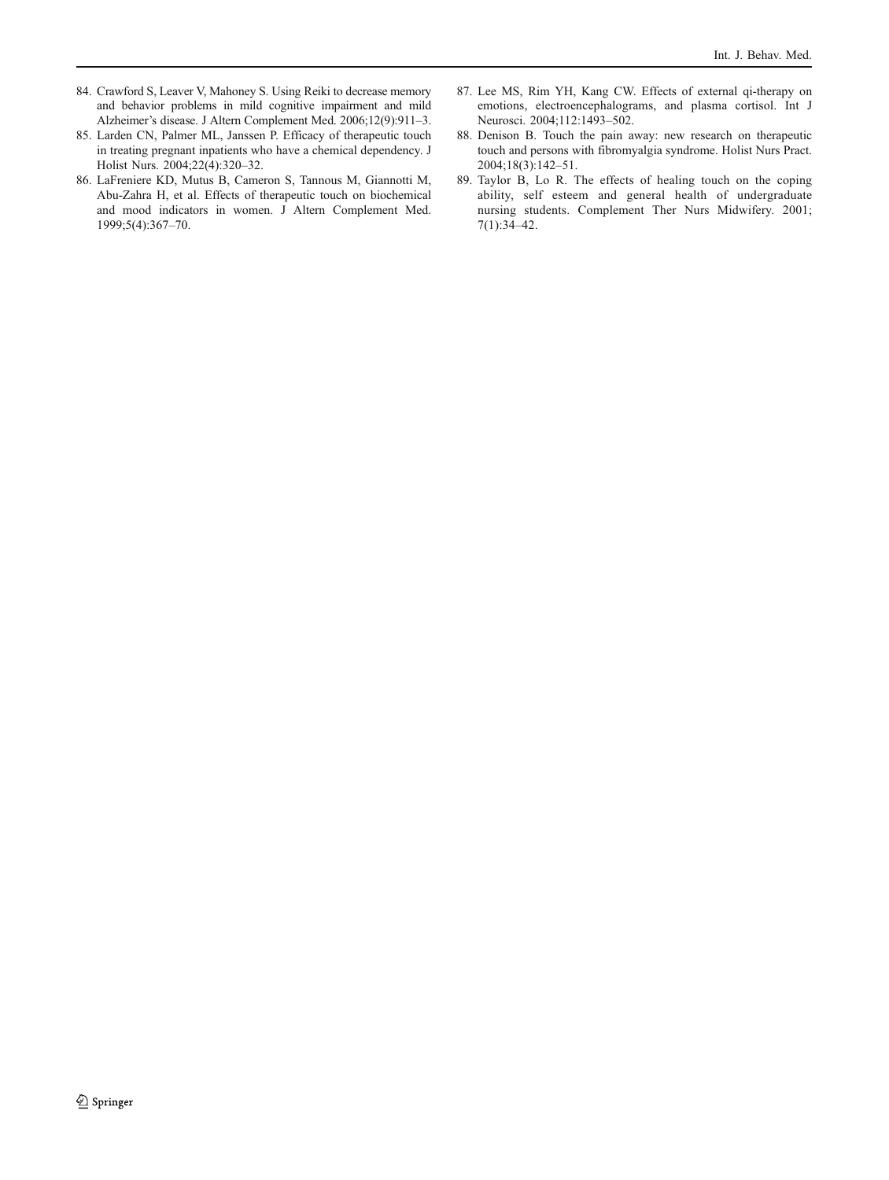84. Crawford S, Leaver V, Mahoney S. Using Reiki to decrease memory and behavior problems in mild cognitive impairment and mild Alzheimer's disease. J Altern Complement Med. 2006;12(9):911–3.
85. Larden CN, Palmer ML, Janssen P. Efficacy of therapeutic touch in treating pregnant inpatients who have a chemical dependency. J Holist Nurs. 2004;22(4):320–32.
86. LaFreniere KD, Mutus B, Cameron S, Tannous M, Giannotti M, Abu-Zahra H, et al. Effects of therapeutic touch on biochemical and mood indicators in women. J Altern Complement Med. 1999;5(4):367–70.
87. Lee MS, Rim YH, Kang CW. Effects of external qi-therapy on emotions, electroencephalograms, and plasma cortisol. Int J Neurosci. 2004;112:1493–502.
88. Denison B. Touch the pain away: new research on therapeutic touch and persons with fibromyalgia syndrome. Holist Nurs Pract. 2004;18(3):142–51.
89. Taylor B, Lo R. The effects of healing touch on the coping ability, self esteem and general health of undergraduate nursing students. Complement Ther Nurs Midwifery. 2001; 7(1):34–42.